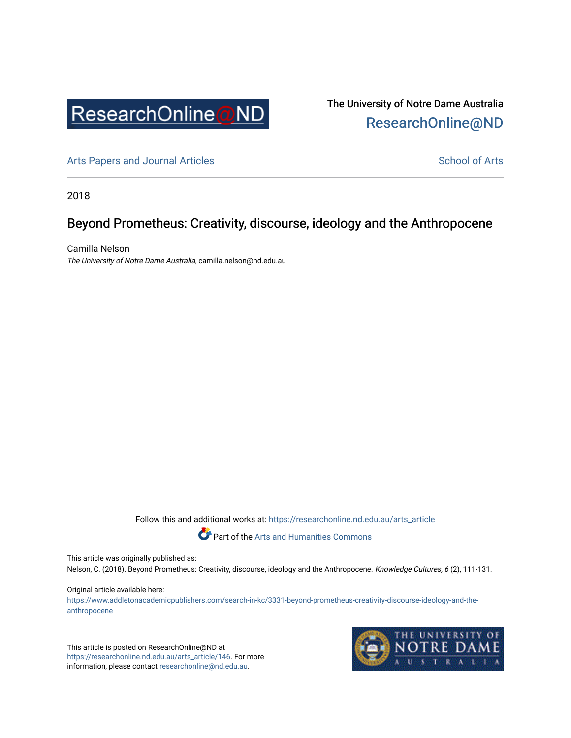ResearchOnline@ND

The University of Notre Dame Australia
ResearchOnline@ND

Arts Papers and Journal Articles

School of Arts

2018

# Beyond Prometheus: Creativity, discourse, ideology and the Anthropocene

Camilla Nelson
*The University of Notre Dame Australia*, camilla.nelson@nd.edu.au

Follow this and additional works at: https://researchonline.nd.edu.au/arts_article

Part of the Arts and Humanities Commons

This article was originally published as:
Nelson, C. (2018). Beyond Prometheus: Creativity, discourse, ideology and the Anthropocene. *Knowledge Cultures, 6* (2), 111-131.

Original article available here:
https://www.addletonacademicpublishers.com/search-in-kc/3331-beyond-prometheus-creativity-discourse-ideology-and-the-anthropocene

This article is posted on ResearchOnline@ND at https://researchonline.nd.edu.au/arts_article/146. For more information, please contact researchonline@nd.edu.au.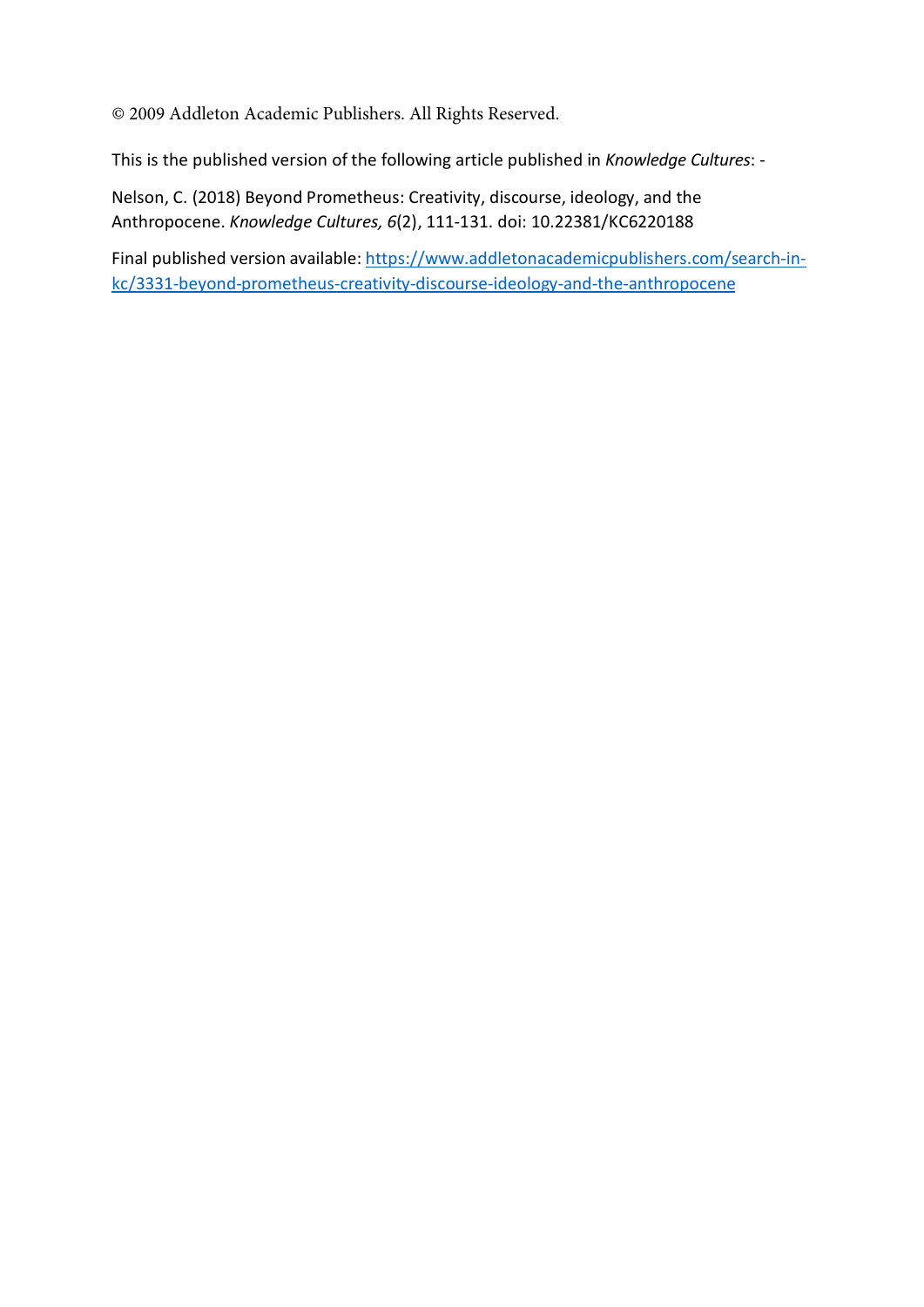© 2009 Addleton Academic Publishers. All Rights Reserved.

This is the published version of the following article published in *Knowledge Cultures*: -

Nelson, C. (2018) Beyond Prometheus: Creativity, discourse, ideology, and the Anthropocene. *Knowledge Cultures, 6*(2), 111-131. doi: 10.22381/KC6220188

Final published version available: [https://www.addletonacademicpublishers.com/search-in-kc/3331-beyond-prometheus-creativity-discourse-ideology-and-the-anthropocene](https://www.addletonacademicpublishers.com/search-in-kc/3331-beyond-prometheus-creativity-discourse-ideology-and-the-anthropocene)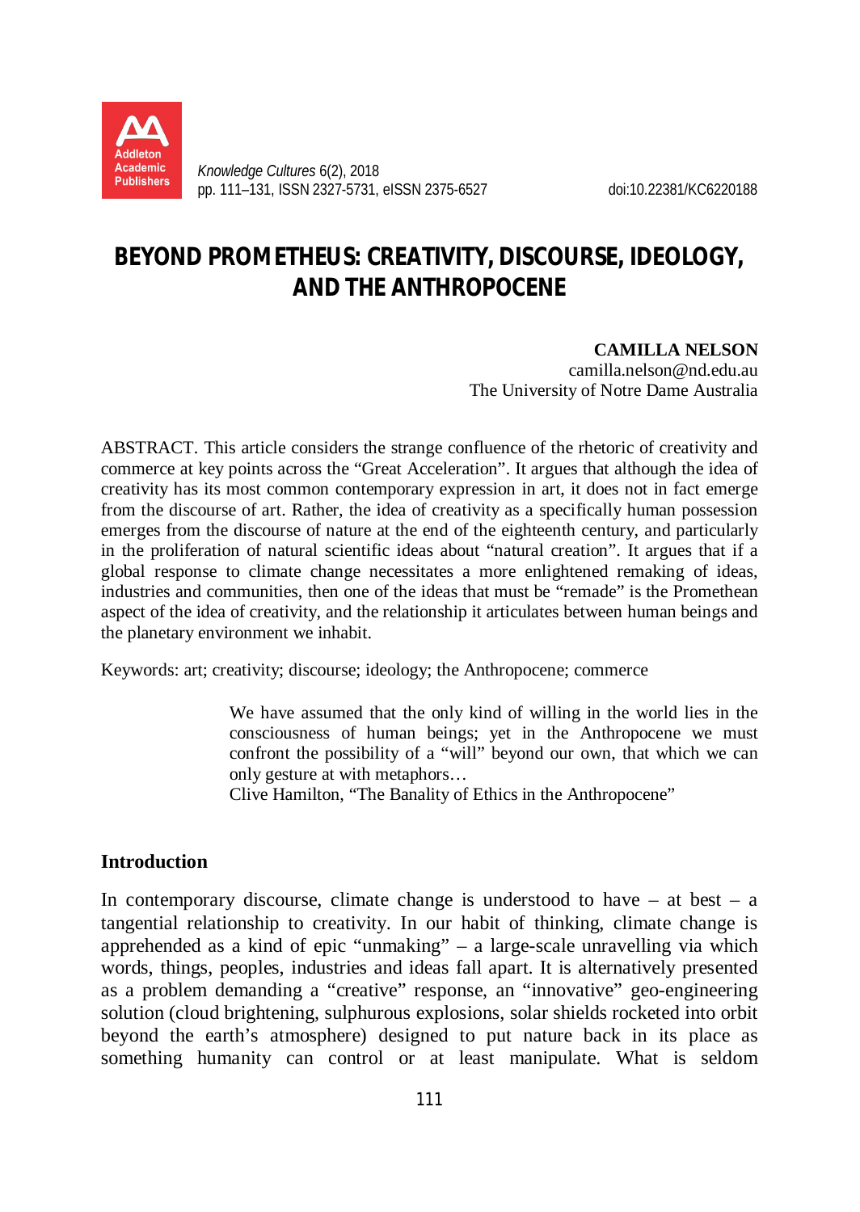# BEYOND PROMETHEUS: CREATIVITY, DISCOURSE, IDEOLOGY, AND THE ANTHROPOCENE

**CAMILLA NELSON**
camilla.nelson@nd.edu.au
The University of Notre Dame Australia

ABSTRACT. This article considers the strange confluence of the rhetoric of creativity and commerce at key points across the "Great Acceleration". It argues that although the idea of creativity has its most common contemporary expression in art, it does not in fact emerge from the discourse of art. Rather, the idea of creativity as a specifically human possession emerges from the discourse of nature at the end of the eighteenth century, and particularly in the proliferation of natural scientific ideas about "natural creation". It argues that if a global response to climate change necessitates a more enlightened remaking of ideas, industries and communities, then one of the ideas that must be "remade" is the Promethean aspect of the idea of creativity, and the relationship it articulates between human beings and the planetary environment we inhabit.

Keywords: art; creativity; discourse; ideology; the Anthropocene; commerce

> We have assumed that the only kind of willing in the world lies in the consciousness of human beings; yet in the Anthropocene we must confront the possibility of a "will" beyond our own, that which we can only gesture at with metaphors…
> Clive Hamilton, "The Banality of Ethics in the Anthropocene"

## Introduction

In contemporary discourse, climate change is understood to have – at best – a tangential relationship to creativity. In our habit of thinking, climate change is apprehended as a kind of epic "unmaking" – a large-scale unravelling via which words, things, peoples, industries and ideas fall apart. It is alternatively presented as a problem demanding a "creative" response, an "innovative" geo-engineering solution (cloud brightening, sulphurous explosions, solar shields rocketed into orbit beyond the earth's atmosphere) designed to put nature back in its place as something humanity can control or at least manipulate. What is seldom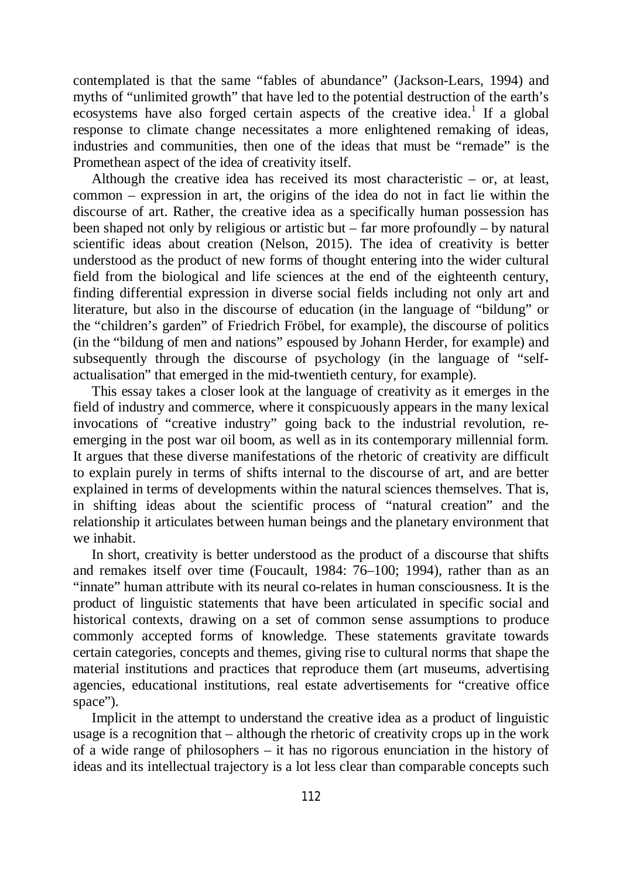contemplated is that the same “fables of abundance” (Jackson-Lears, 1994) and myths of “unlimited growth” that have led to the potential destruction of the earth’s ecosystems have also forged certain aspects of the creative idea.[1] If a global response to climate change necessitates a more enlightened remaking of ideas, industries and communities, then one of the ideas that must be “remade” is the Promethean aspect of the idea of creativity itself.

Although the creative idea has received its most characteristic – or, at least, common – expression in art, the origins of the idea do not in fact lie within the discourse of art. Rather, the creative idea as a specifically human possession has been shaped not only by religious or artistic but – far more profoundly – by natural scientific ideas about creation (Nelson, 2015). The idea of creativity is better understood as the product of new forms of thought entering into the wider cultural field from the biological and life sciences at the end of the eighteenth century, finding differential expression in diverse social fields including not only art and literature, but also in the discourse of education (in the language of “bildung” or the “children’s garden” of Friedrich Fröbel, for example), the discourse of politics (in the “bildung of men and nations” espoused by Johann Herder, for example) and subsequently through the discourse of psychology (in the language of “self-actualisation” that emerged in the mid-twentieth century, for example).

This essay takes a closer look at the language of creativity as it emerges in the field of industry and commerce, where it conspicuously appears in the many lexical invocations of “creative industry” going back to the industrial revolution, re-emerging in the post war oil boom, as well as in its contemporary millennial form. It argues that these diverse manifestations of the rhetoric of creativity are difficult to explain purely in terms of shifts internal to the discourse of art, and are better explained in terms of developments within the natural sciences themselves. That is, in shifting ideas about the scientific process of “natural creation” and the relationship it articulates between human beings and the planetary environment that we inhabit.

In short, creativity is better understood as the product of a discourse that shifts and remakes itself over time (Foucault, 1984: 76–100; 1994), rather than as an “innate” human attribute with its neural co-relates in human consciousness. It is the product of linguistic statements that have been articulated in specific social and historical contexts, drawing on a set of common sense assumptions to produce commonly accepted forms of knowledge. These statements gravitate towards certain categories, concepts and themes, giving rise to cultural norms that shape the material institutions and practices that reproduce them (art museums, advertising agencies, educational institutions, real estate advertisements for “creative office space”).

Implicit in the attempt to understand the creative idea as a product of linguistic usage is a recognition that – although the rhetoric of creativity crops up in the work of a wide range of philosophers – it has no rigorous enunciation in the history of ideas and its intellectual trajectory is a lot less clear than comparable concepts such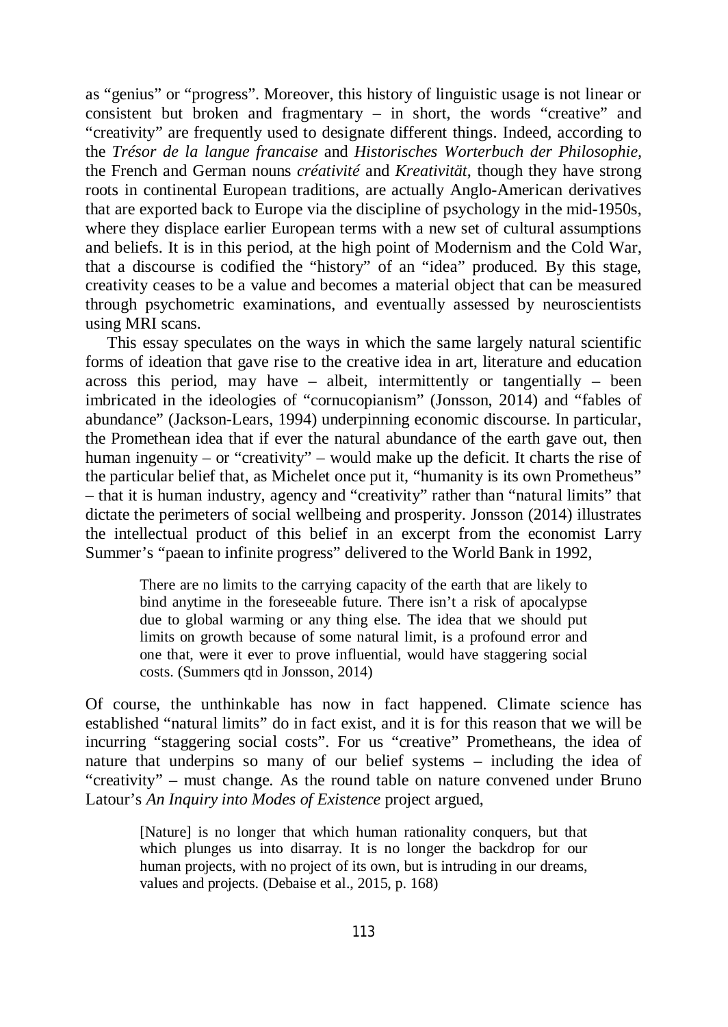as "genius" or "progress". Moreover, this history of linguistic usage is not linear or consistent but broken and fragmentary – in short, the words "creative" and "creativity" are frequently used to designate different things. Indeed, according to the *Trésor de la langue francaise* and *Historisches Worterbuch der Philosophie,* the French and German nouns *créativité* and *Kreativität,* though they have strong roots in continental European traditions, are actually Anglo-American derivatives that are exported back to Europe via the discipline of psychology in the mid-1950s, where they displace earlier European terms with a new set of cultural assumptions and beliefs. It is in this period, at the high point of Modernism and the Cold War, that a discourse is codified the "history" of an "idea" produced. By this stage, creativity ceases to be a value and becomes a material object that can be measured through psychometric examinations, and eventually assessed by neuroscientists using MRI scans.

This essay speculates on the ways in which the same largely natural scientific forms of ideation that gave rise to the creative idea in art, literature and education across this period, may have – albeit, intermittently or tangentially – been imbricated in the ideologies of "cornucopianism" (Jonsson, 2014) and "fables of abundance" (Jackson-Lears, 1994) underpinning economic discourse. In particular, the Promethean idea that if ever the natural abundance of the earth gave out, then human ingenuity – or "creativity" – would make up the deficit. It charts the rise of the particular belief that, as Michelet once put it, "humanity is its own Prometheus" – that it is human industry, agency and "creativity" rather than "natural limits" that dictate the perimeters of social wellbeing and prosperity. Jonsson (2014) illustrates the intellectual product of this belief in an excerpt from the economist Larry Summer's "paean to infinite progress" delivered to the World Bank in 1992,

> There are no limits to the carrying capacity of the earth that are likely to bind anytime in the foreseeable future. There isn't a risk of apocalypse due to global warming or any thing else. The idea that we should put limits on growth because of some natural limit, is a profound error and one that, were it ever to prove influential, would have staggering social costs. (Summers qtd in Jonsson, 2014)

Of course, the unthinkable has now in fact happened. Climate science has established "natural limits" do in fact exist, and it is for this reason that we will be incurring "staggering social costs". For us "creative" Prometheans, the idea of nature that underpins so many of our belief systems – including the idea of "creativity" – must change. As the round table on nature convened under Bruno Latour's *An Inquiry into Modes of Existence* project argued,

> [Nature] is no longer that which human rationality conquers, but that which plunges us into disarray. It is no longer the backdrop for our human projects, with no project of its own, but is intruding in our dreams, values and projects. (Debaise et al., 2015, p. 168)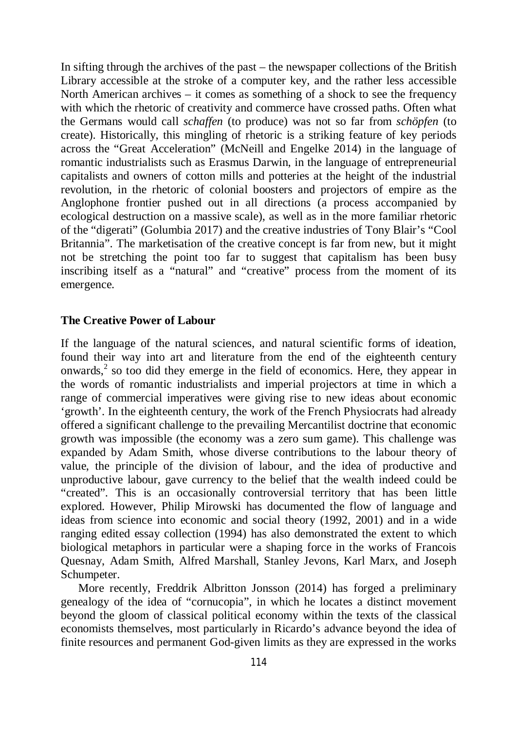In sifting through the archives of the past – the newspaper collections of the British Library accessible at the stroke of a computer key, and the rather less accessible North American archives – it comes as something of a shock to see the frequency with which the rhetoric of creativity and commerce have crossed paths. Often what the Germans would call *schaffen* (to produce) was not so far from *schöpfen* (to create). Historically, this mingling of rhetoric is a striking feature of key periods across the "Great Acceleration" (McNeill and Engelke 2014) in the language of romantic industrialists such as Erasmus Darwin, in the language of entrepreneurial capitalists and owners of cotton mills and potteries at the height of the industrial revolution, in the rhetoric of colonial boosters and projectors of empire as the Anglophone frontier pushed out in all directions (a process accompanied by ecological destruction on a massive scale), as well as in the more familiar rhetoric of the "digerati" (Golumbia 2017) and the creative industries of Tony Blair's "Cool Britannia". The marketisation of the creative concept is far from new, but it might not be stretching the point too far to suggest that capitalism has been busy inscribing itself as a "natural" and "creative" process from the moment of its emergence.

## The Creative Power of Labour

If the language of the natural sciences, and natural scientific forms of ideation, found their way into art and literature from the end of the eighteenth century onwards,[2] so too did they emerge in the field of economics. Here, they appear in the words of romantic industrialists and imperial projectors at time in which a range of commercial imperatives were giving rise to new ideas about economic 'growth'. In the eighteenth century, the work of the French Physiocrats had already offered a significant challenge to the prevailing Mercantilist doctrine that economic growth was impossible (the economy was a zero sum game). This challenge was expanded by Adam Smith, whose diverse contributions to the labour theory of value, the principle of the division of labour, and the idea of productive and unproductive labour, gave currency to the belief that the wealth indeed could be "created". This is an occasionally controversial territory that has been little explored. However, Philip Mirowski has documented the flow of language and ideas from science into economic and social theory (1992, 2001) and in a wide ranging edited essay collection (1994) has also demonstrated the extent to which biological metaphors in particular were a shaping force in the works of Francois Quesnay, Adam Smith, Alfred Marshall, Stanley Jevons, Karl Marx, and Joseph Schumpeter.

More recently, Freddrik Albritton Jonsson (2014) has forged a preliminary genealogy of the idea of "cornucopia", in which he locates a distinct movement beyond the gloom of classical political economy within the texts of the classical economists themselves, most particularly in Ricardo's advance beyond the idea of finite resources and permanent God-given limits as they are expressed in the works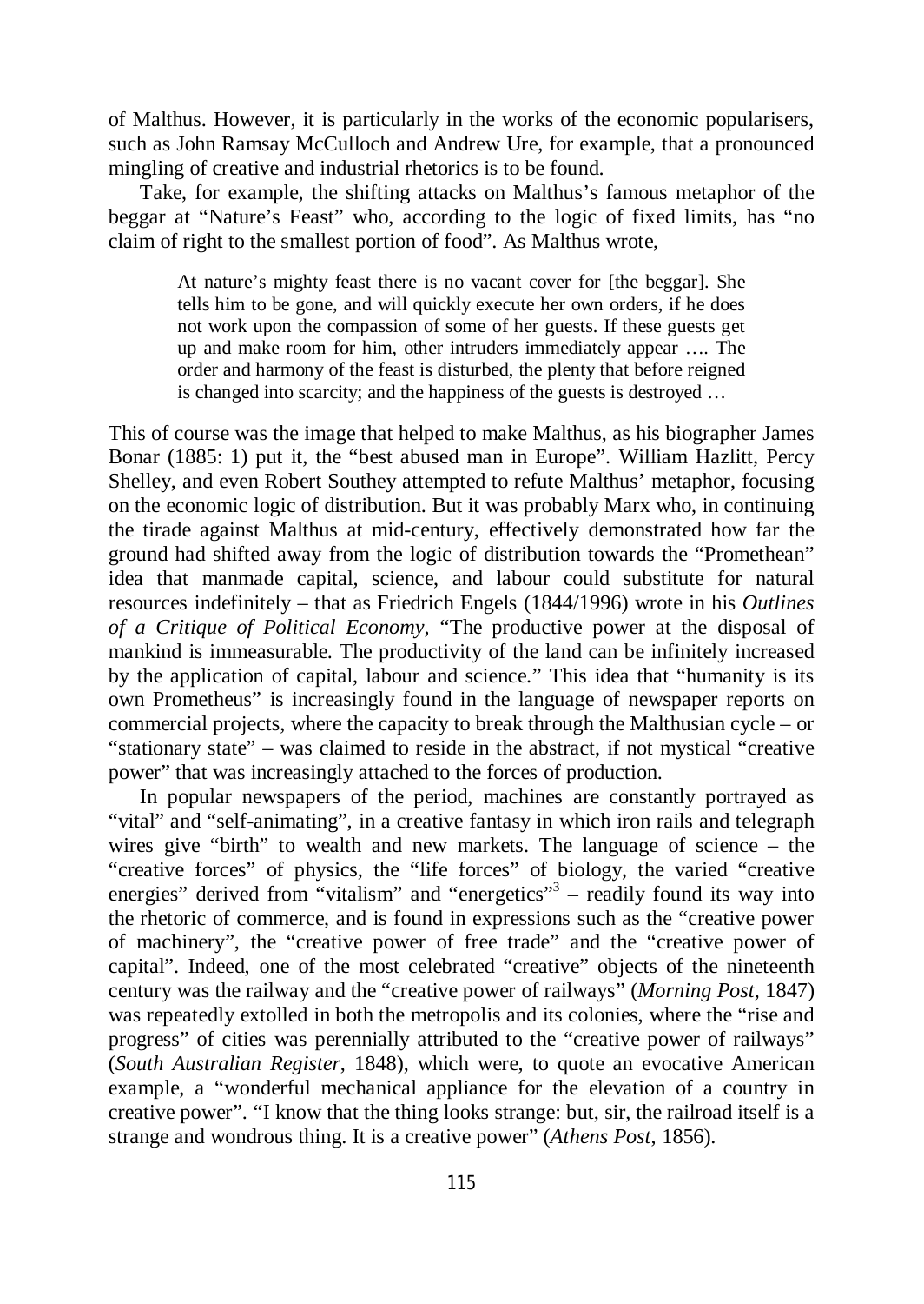of Malthus. However, it is particularly in the works of the economic popularisers, such as John Ramsay McCulloch and Andrew Ure, for example, that a pronounced mingling of creative and industrial rhetorics is to be found.

Take, for example, the shifting attacks on Malthus's famous metaphor of the beggar at "Nature's Feast" who, according to the logic of fixed limits, has "no claim of right to the smallest portion of food". As Malthus wrote,

> At nature's mighty feast there is no vacant cover for [the beggar]. She tells him to be gone, and will quickly execute her own orders, if he does not work upon the compassion of some of her guests. If these guests get up and make room for him, other intruders immediately appear …. The order and harmony of the feast is disturbed, the plenty that before reigned is changed into scarcity; and the happiness of the guests is destroyed …

This of course was the image that helped to make Malthus, as his biographer James Bonar (1885: 1) put it, the "best abused man in Europe". William Hazlitt, Percy Shelley, and even Robert Southey attempted to refute Malthus' metaphor, focusing on the economic logic of distribution. But it was probably Marx who, in continuing the tirade against Malthus at mid-century, effectively demonstrated how far the ground had shifted away from the logic of distribution towards the "Promethean" idea that manmade capital, science, and labour could substitute for natural resources indefinitely – that as Friedrich Engels (1844/1996) wrote in his *Outlines of a Critique of Political Economy*, "The productive power at the disposal of mankind is immeasurable. The productivity of the land can be infinitely increased by the application of capital, labour and science." This idea that "humanity is its own Prometheus" is increasingly found in the language of newspaper reports on commercial projects, where the capacity to break through the Malthusian cycle – or "stationary state" – was claimed to reside in the abstract, if not mystical "creative power" that was increasingly attached to the forces of production.

In popular newspapers of the period, machines are constantly portrayed as "vital" and "self-animating", in a creative fantasy in which iron rails and telegraph wires give "birth" to wealth and new markets. The language of science – the "creative forces" of physics, the "life forces" of biology, the varied "creative energies" derived from "vitalism" and "energetics"[3] – readily found its way into the rhetoric of commerce, and is found in expressions such as the "creative power of machinery", the "creative power of free trade" and the "creative power of capital". Indeed, one of the most celebrated "creative" objects of the nineteenth century was the railway and the "creative power of railways" (*Morning Post*, 1847) was repeatedly extolled in both the metropolis and its colonies, where the "rise and progress" of cities was perennially attributed to the "creative power of railways" (*South Australian Register*, 1848), which were, to quote an evocative American example, a "wonderful mechanical appliance for the elevation of a country in creative power". "I know that the thing looks strange: but, sir, the railroad itself is a strange and wondrous thing. It is a creative power" (*Athens Post*, 1856).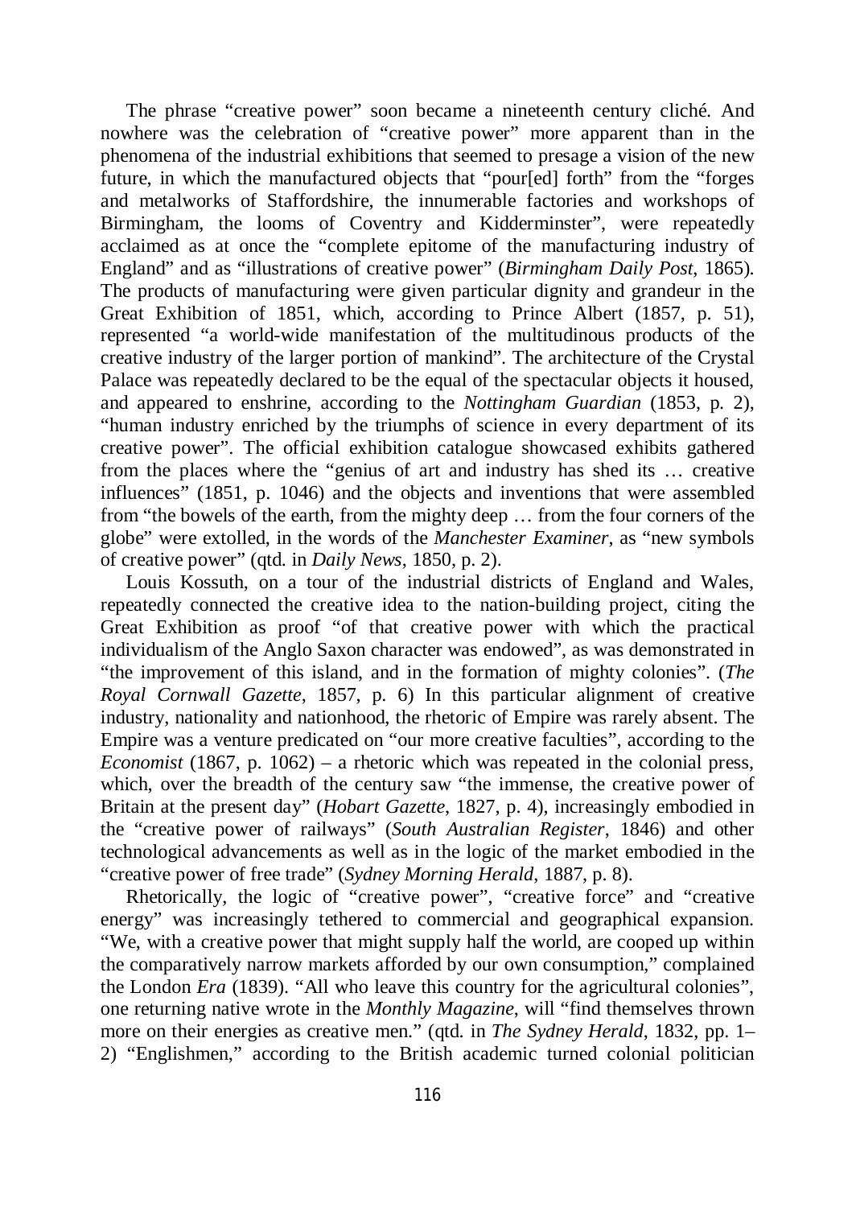The phrase "creative power" soon became a nineteenth century cliché. And nowhere was the celebration of "creative power" more apparent than in the phenomena of the industrial exhibitions that seemed to presage a vision of the new future, in which the manufactured objects that "pour[ed] forth" from the "forges and metalworks of Staffordshire, the innumerable factories and workshops of Birmingham, the looms of Coventry and Kidderminster", were repeatedly acclaimed as at once the "complete epitome of the manufacturing industry of England" and as "illustrations of creative power" (*Birmingham Daily Post*, 1865). The products of manufacturing were given particular dignity and grandeur in the Great Exhibition of 1851, which, according to Prince Albert (1857, p. 51), represented "a world-wide manifestation of the multitudinous products of the creative industry of the larger portion of mankind". The architecture of the Crystal Palace was repeatedly declared to be the equal of the spectacular objects it housed, and appeared to enshrine, according to the *Nottingham Guardian* (1853, p. 2), "human industry enriched by the triumphs of science in every department of its creative power". The official exhibition catalogue showcased exhibits gathered from the places where the "genius of art and industry has shed its … creative influences" (1851, p. 1046) and the objects and inventions that were assembled from "the bowels of the earth, from the mighty deep … from the four corners of the globe" were extolled, in the words of the *Manchester Examiner*, as "new symbols of creative power" (qtd. in *Daily News*, 1850, p. 2).

Louis Kossuth, on a tour of the industrial districts of England and Wales, repeatedly connected the creative idea to the nation-building project, citing the Great Exhibition as proof "of that creative power with which the practical individualism of the Anglo Saxon character was endowed", as was demonstrated in "the improvement of this island, and in the formation of mighty colonies". (*The Royal Cornwall Gazette*, 1857, p. 6) In this particular alignment of creative industry, nationality and nationhood, the rhetoric of Empire was rarely absent. The Empire was a venture predicated on "our more creative faculties", according to the *Economist* (1867, p. 1062) – a rhetoric which was repeated in the colonial press, which, over the breadth of the century saw "the immense, the creative power of Britain at the present day" (*Hobart Gazette*, 1827, p. 4), increasingly embodied in the "creative power of railways" (*South Australian Register*, 1846) and other technological advancements as well as in the logic of the market embodied in the "creative power of free trade" (*Sydney Morning Herald*, 1887, p. 8).

Rhetorically, the logic of "creative power", "creative force" and "creative energy" was increasingly tethered to commercial and geographical expansion. "We, with a creative power that might supply half the world, are cooped up within the comparatively narrow markets afforded by our own consumption," complained the London *Era* (1839). "All who leave this country for the agricultural colonies", one returning native wrote in the *Monthly Magazine*, will "find themselves thrown more on their energies as creative men." (qtd. in *The Sydney Herald*, 1832, pp. 1–2) "Englishmen," according to the British academic turned colonial politician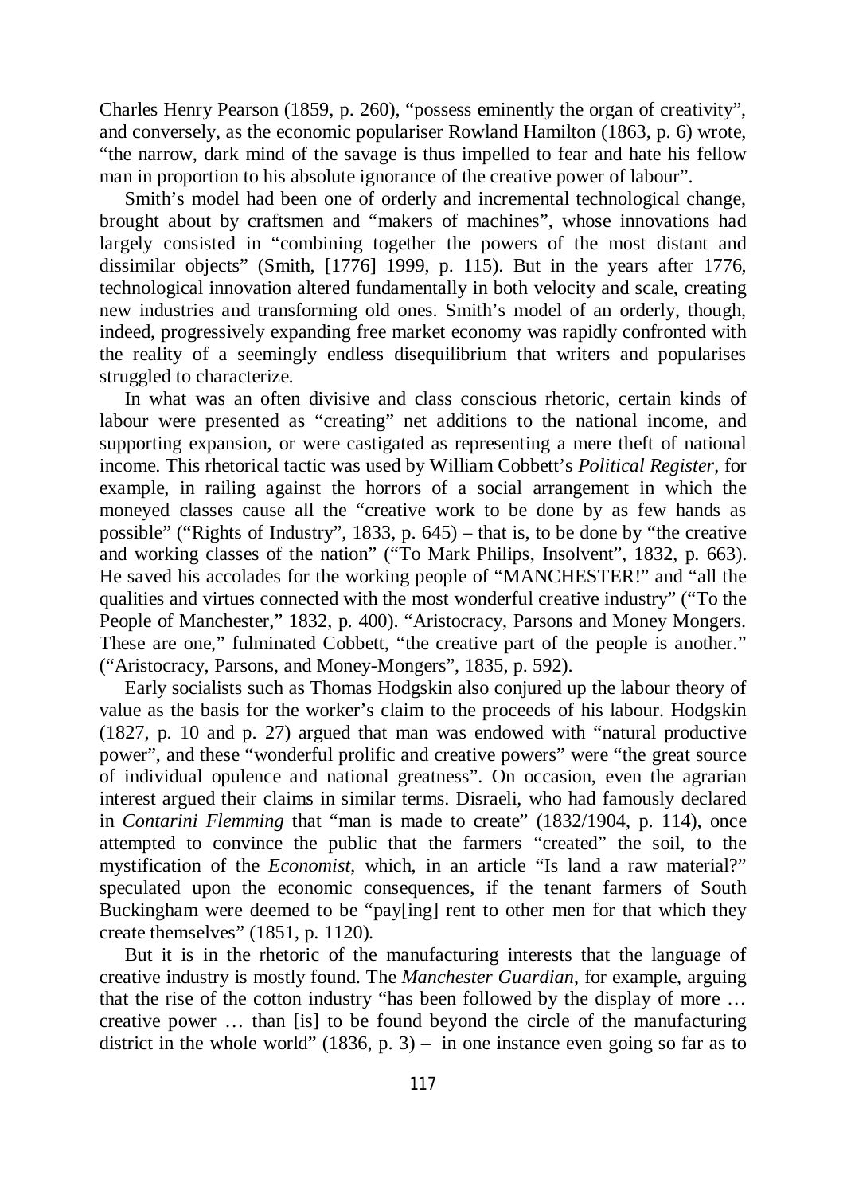Charles Henry Pearson (1859, p. 260), "possess eminently the organ of creativity", and conversely, as the economic populariser Rowland Hamilton (1863, p. 6) wrote, "the narrow, dark mind of the savage is thus impelled to fear and hate his fellow man in proportion to his absolute ignorance of the creative power of labour".

Smith's model had been one of orderly and incremental technological change, brought about by craftsmen and "makers of machines", whose innovations had largely consisted in "combining together the powers of the most distant and dissimilar objects" (Smith, [1776] 1999, p. 115). But in the years after 1776, technological innovation altered fundamentally in both velocity and scale, creating new industries and transforming old ones. Smith's model of an orderly, though, indeed, progressively expanding free market economy was rapidly confronted with the reality of a seemingly endless disequilibrium that writers and popularises struggled to characterize.

In what was an often divisive and class conscious rhetoric, certain kinds of labour were presented as "creating" net additions to the national income, and supporting expansion, or were castigated as representing a mere theft of national income. This rhetorical tactic was used by William Cobbett's *Political Register*, for example, in railing against the horrors of a social arrangement in which the moneyed classes cause all the "creative work to be done by as few hands as possible" ("Rights of Industry", 1833, p. 645) – that is, to be done by "the creative and working classes of the nation" ("To Mark Philips, Insolvent", 1832, p. 663). He saved his accolades for the working people of "MANCHESTER!" and "all the qualities and virtues connected with the most wonderful creative industry" ("To the People of Manchester," 1832, p. 400). "Aristocracy, Parsons and Money Mongers. These are one," fulminated Cobbett, "the creative part of the people is another." ("Aristocracy, Parsons, and Money-Mongers", 1835, p. 592).

Early socialists such as Thomas Hodgskin also conjured up the labour theory of value as the basis for the worker's claim to the proceeds of his labour. Hodgskin (1827, p. 10 and p. 27) argued that man was endowed with "natural productive power", and these "wonderful prolific and creative powers" were "the great source of individual opulence and national greatness". On occasion, even the agrarian interest argued their claims in similar terms. Disraeli, who had famously declared in *Contarini Flemming* that "man is made to create" (1832/1904, p. 114), once attempted to convince the public that the farmers "created" the soil, to the mystification of the *Economist*, which, in an article "Is land a raw material?" speculated upon the economic consequences, if the tenant farmers of South Buckingham were deemed to be "pay[ing] rent to other men for that which they create themselves" (1851, p. 1120).

But it is in the rhetoric of the manufacturing interests that the language of creative industry is mostly found. The *Manchester Guardian*, for example, arguing that the rise of the cotton industry "has been followed by the display of more … creative power … than [is] to be found beyond the circle of the manufacturing district in the whole world" (1836, p. 3) – in one instance even going so far as to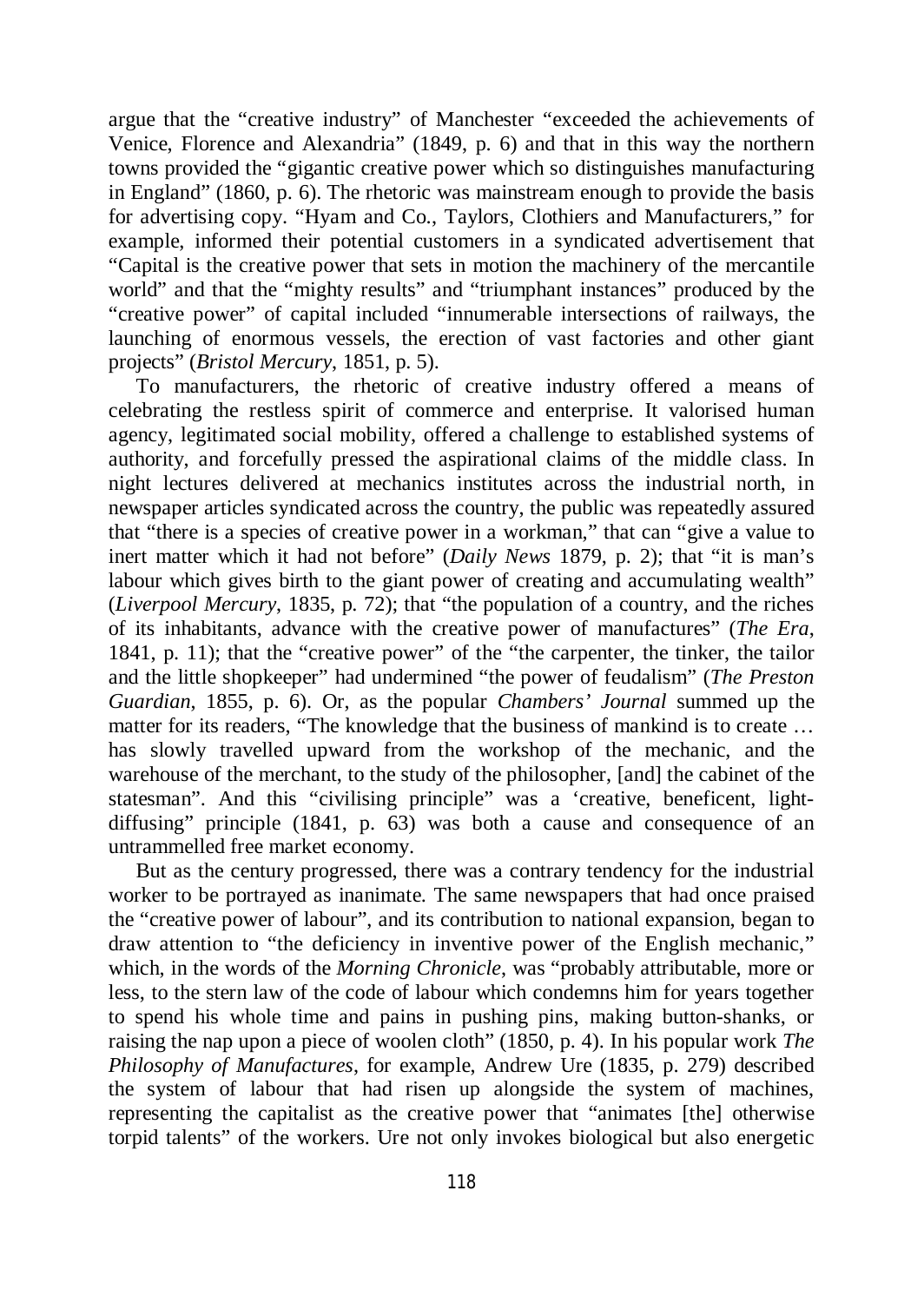argue that the "creative industry" of Manchester "exceeded the achievements of Venice, Florence and Alexandria" (1849, p. 6) and that in this way the northern towns provided the "gigantic creative power which so distinguishes manufacturing in England" (1860, p. 6). The rhetoric was mainstream enough to provide the basis for advertising copy. "Hyam and Co., Taylors, Clothiers and Manufacturers," for example, informed their potential customers in a syndicated advertisement that "Capital is the creative power that sets in motion the machinery of the mercantile world" and that the "mighty results" and "triumphant instances" produced by the "creative power" of capital included "innumerable intersections of railways, the launching of enormous vessels, the erection of vast factories and other giant projects" (*Bristol Mercury*, 1851, p. 5).

To manufacturers, the rhetoric of creative industry offered a means of celebrating the restless spirit of commerce and enterprise. It valorised human agency, legitimated social mobility, offered a challenge to established systems of authority, and forcefully pressed the aspirational claims of the middle class. In night lectures delivered at mechanics institutes across the industrial north, in newspaper articles syndicated across the country, the public was repeatedly assured that "there is a species of creative power in a workman," that can "give a value to inert matter which it had not before" (*Daily News* 1879, p. 2); that "it is man's labour which gives birth to the giant power of creating and accumulating wealth" (*Liverpool Mercury*, 1835, p. 72); that "the population of a country, and the riches of its inhabitants, advance with the creative power of manufactures" (*The Era*, 1841, p. 11); that the "creative power" of the "the carpenter, the tinker, the tailor and the little shopkeeper" had undermined "the power of feudalism" (*The Preston Guardian*, 1855, p. 6). Or, as the popular *Chambers' Journal* summed up the matter for its readers, "The knowledge that the business of mankind is to create … has slowly travelled upward from the workshop of the mechanic, and the warehouse of the merchant, to the study of the philosopher, [and] the cabinet of the statesman". And this "civilising principle" was a 'creative, beneficent, light-diffusing" principle (1841, p. 63) was both a cause and consequence of an untrammelled free market economy.

But as the century progressed, there was a contrary tendency for the industrial worker to be portrayed as inanimate. The same newspapers that had once praised the "creative power of labour", and its contribution to national expansion, began to draw attention to "the deficiency in inventive power of the English mechanic," which, in the words of the *Morning Chronicle*, was "probably attributable, more or less, to the stern law of the code of labour which condemns him for years together to spend his whole time and pains in pushing pins, making button-shanks, or raising the nap upon a piece of woolen cloth" (1850, p. 4). In his popular work *The Philosophy of Manufactures*, for example, Andrew Ure (1835, p. 279) described the system of labour that had risen up alongside the system of machines, representing the capitalist as the creative power that "animates [the] otherwise torpid talents" of the workers. Ure not only invokes biological but also energetic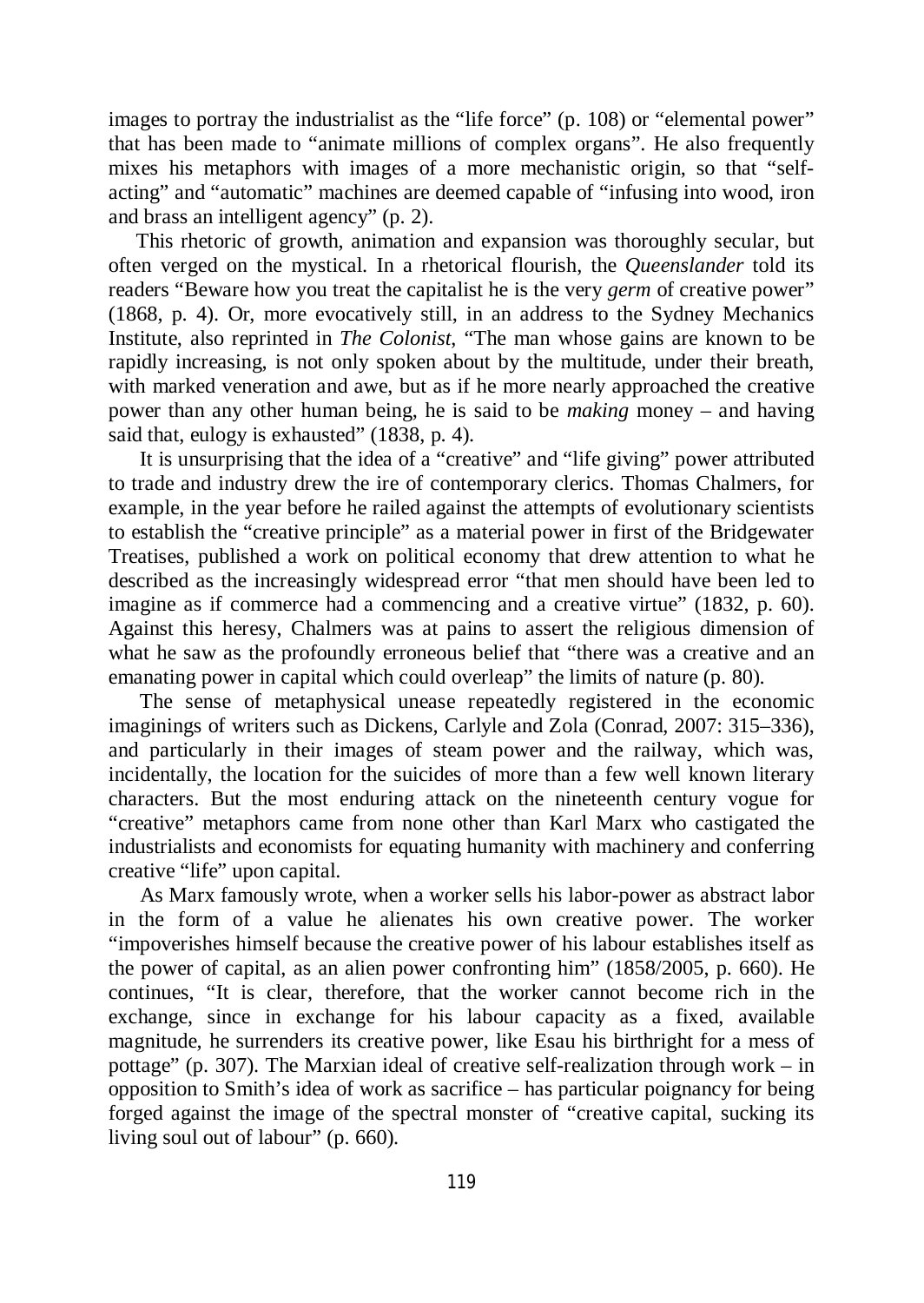images to portray the industrialist as the "life force" (p. 108) or "elemental power" that has been made to "animate millions of complex organs". He also frequently mixes his metaphors with images of a more mechanistic origin, so that "self-acting" and "automatic" machines are deemed capable of "infusing into wood, iron and brass an intelligent agency" (p. 2).

This rhetoric of growth, animation and expansion was thoroughly secular, but often verged on the mystical. In a rhetorical flourish, the *Queenslander* told its readers "Beware how you treat the capitalist he is the very *germ* of creative power" (1868, p. 4). Or, more evocatively still, in an address to the Sydney Mechanics Institute, also reprinted in *The Colonist*, "The man whose gains are known to be rapidly increasing, is not only spoken about by the multitude, under their breath, with marked veneration and awe, but as if he more nearly approached the creative power than any other human being, he is said to be *making* money – and having said that, eulogy is exhausted" (1838, p. 4).

It is unsurprising that the idea of a "creative" and "life giving" power attributed to trade and industry drew the ire of contemporary clerics. Thomas Chalmers, for example, in the year before he railed against the attempts of evolutionary scientists to establish the "creative principle" as a material power in first of the Bridgewater Treatises, published a work on political economy that drew attention to what he described as the increasingly widespread error "that men should have been led to imagine as if commerce had a commencing and a creative virtue" (1832, p. 60). Against this heresy, Chalmers was at pains to assert the religious dimension of what he saw as the profoundly erroneous belief that "there was a creative and an emanating power in capital which could overleap" the limits of nature (p. 80).

The sense of metaphysical unease repeatedly registered in the economic imaginings of writers such as Dickens, Carlyle and Zola (Conrad, 2007: 315–336), and particularly in their images of steam power and the railway, which was, incidentally, the location for the suicides of more than a few well known literary characters. But the most enduring attack on the nineteenth century vogue for "creative" metaphors came from none other than Karl Marx who castigated the industrialists and economists for equating humanity with machinery and conferring creative "life" upon capital.

As Marx famously wrote, when a worker sells his labor-power as abstract labor in the form of a value he alienates his own creative power. The worker "impoverishes himself because the creative power of his labour establishes itself as the power of capital, as an alien power confronting him" (1858/2005, p. 660). He continues, "It is clear, therefore, that the worker cannot become rich in the exchange, since in exchange for his labour capacity as a fixed, available magnitude, he surrenders its creative power, like Esau his birthright for a mess of pottage" (p. 307). The Marxian ideal of creative self-realization through work – in opposition to Smith's idea of work as sacrifice – has particular poignancy for being forged against the image of the spectral monster of "creative capital, sucking its living soul out of labour" (p. 660).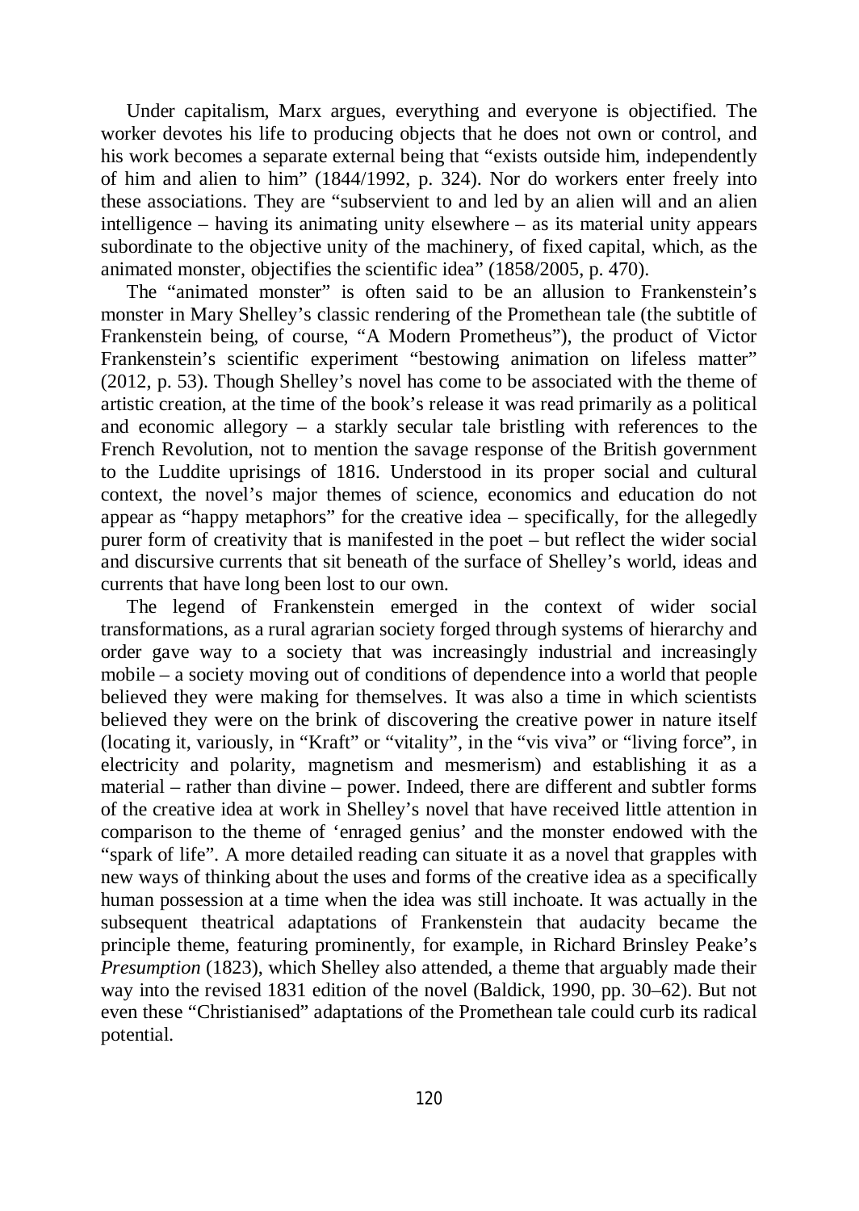Under capitalism, Marx argues, everything and everyone is objectified. The worker devotes his life to producing objects that he does not own or control, and his work becomes a separate external being that "exists outside him, independently of him and alien to him" (1844/1992, p. 324). Nor do workers enter freely into these associations. They are "subservient to and led by an alien will and an alien intelligence – having its animating unity elsewhere – as its material unity appears subordinate to the objective unity of the machinery, of fixed capital, which, as the animated monster, objectifies the scientific idea" (1858/2005, p. 470).

The "animated monster" is often said to be an allusion to Frankenstein's monster in Mary Shelley's classic rendering of the Promethean tale (the subtitle of Frankenstein being, of course, "A Modern Prometheus"), the product of Victor Frankenstein's scientific experiment "bestowing animation on lifeless matter" (2012, p. 53). Though Shelley's novel has come to be associated with the theme of artistic creation, at the time of the book's release it was read primarily as a political and economic allegory – a starkly secular tale bristling with references to the French Revolution, not to mention the savage response of the British government to the Luddite uprisings of 1816. Understood in its proper social and cultural context, the novel's major themes of science, economics and education do not appear as "happy metaphors" for the creative idea – specifically, for the allegedly purer form of creativity that is manifested in the poet – but reflect the wider social and discursive currents that sit beneath of the surface of Shelley's world, ideas and currents that have long been lost to our own.

The legend of Frankenstein emerged in the context of wider social transformations, as a rural agrarian society forged through systems of hierarchy and order gave way to a society that was increasingly industrial and increasingly mobile – a society moving out of conditions of dependence into a world that people believed they were making for themselves. It was also a time in which scientists believed they were on the brink of discovering the creative power in nature itself (locating it, variously, in "Kraft" or "vitality", in the "vis viva" or "living force", in electricity and polarity, magnetism and mesmerism) and establishing it as a material – rather than divine – power. Indeed, there are different and subtler forms of the creative idea at work in Shelley's novel that have received little attention in comparison to the theme of 'enraged genius' and the monster endowed with the "spark of life". A more detailed reading can situate it as a novel that grapples with new ways of thinking about the uses and forms of the creative idea as a specifically human possession at a time when the idea was still inchoate. It was actually in the subsequent theatrical adaptations of Frankenstein that audacity became the principle theme, featuring prominently, for example, in Richard Brinsley Peake's *Presumption* (1823), which Shelley also attended, a theme that arguably made their way into the revised 1831 edition of the novel (Baldick, 1990, pp. 30–62). But not even these "Christianised" adaptations of the Promethean tale could curb its radical potential.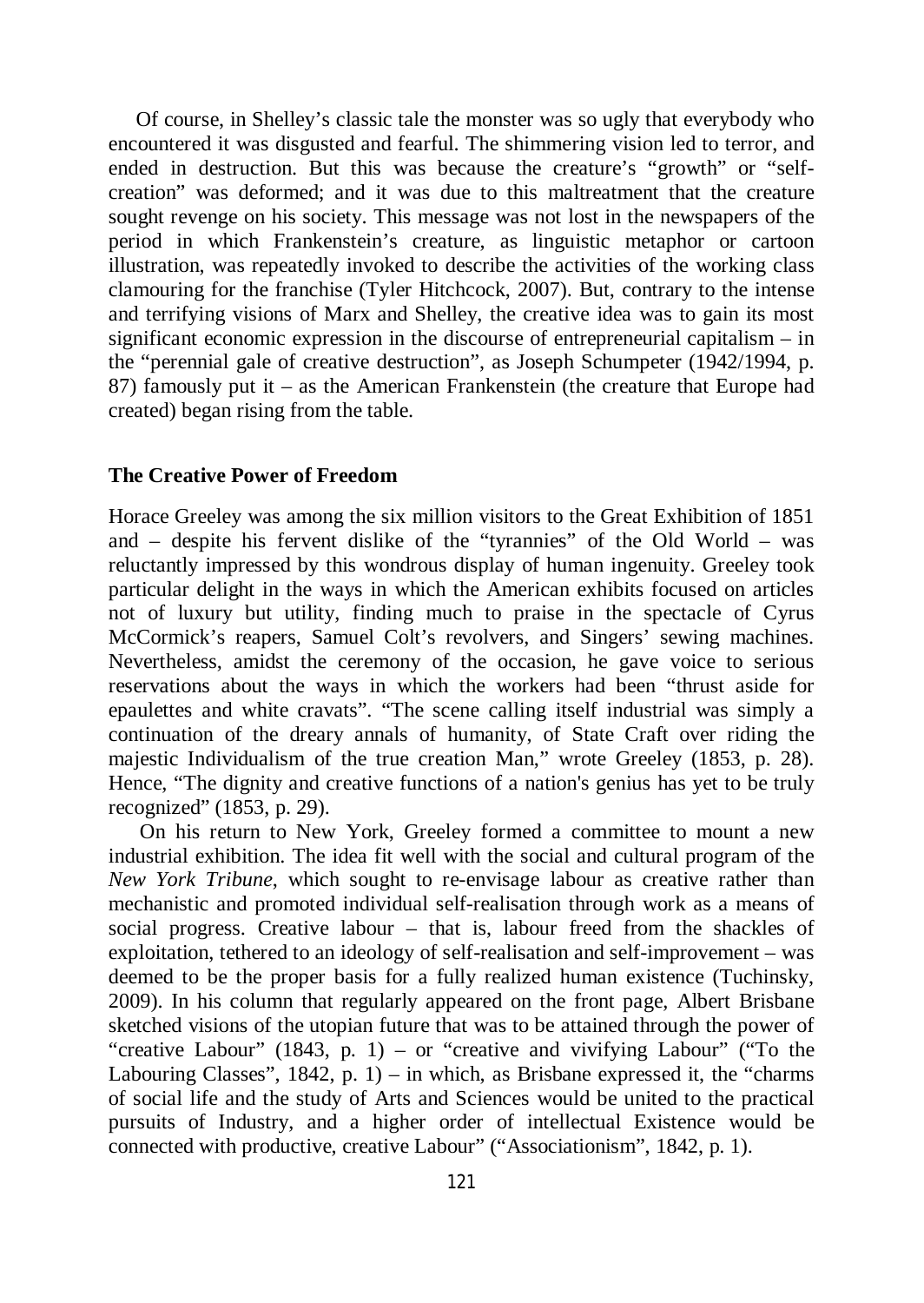Of course, in Shelley's classic tale the monster was so ugly that everybody who encountered it was disgusted and fearful. The shimmering vision led to terror, and ended in destruction. But this was because the creature's "growth" or "self-creation" was deformed; and it was due to this maltreatment that the creature sought revenge on his society. This message was not lost in the newspapers of the period in which Frankenstein's creature, as linguistic metaphor or cartoon illustration, was repeatedly invoked to describe the activities of the working class clamouring for the franchise (Tyler Hitchcock, 2007). But, contrary to the intense and terrifying visions of Marx and Shelley, the creative idea was to gain its most significant economic expression in the discourse of entrepreneurial capitalism – in the "perennial gale of creative destruction", as Joseph Schumpeter (1942/1994, p. 87) famously put it – as the American Frankenstein (the creature that Europe had created) began rising from the table.

**The Creative Power of Freedom**

Horace Greeley was among the six million visitors to the Great Exhibition of 1851 and – despite his fervent dislike of the "tyrannies" of the Old World – was reluctantly impressed by this wondrous display of human ingenuity. Greeley took particular delight in the ways in which the American exhibits focused on articles not of luxury but utility, finding much to praise in the spectacle of Cyrus McCormick's reapers, Samuel Colt's revolvers, and Singers' sewing machines. Nevertheless, amidst the ceremony of the occasion, he gave voice to serious reservations about the ways in which the workers had been "thrust aside for epaulettes and white cravats". "The scene calling itself industrial was simply a continuation of the dreary annals of humanity, of State Craft over riding the majestic Individualism of the true creation Man," wrote Greeley (1853, p. 28). Hence, "The dignity and creative functions of a nation's genius has yet to be truly recognized" (1853, p. 29).

On his return to New York, Greeley formed a committee to mount a new industrial exhibition. The idea fit well with the social and cultural program of the *New York Tribune*, which sought to re-envisage labour as creative rather than mechanistic and promoted individual self-realisation through work as a means of social progress. Creative labour – that is, labour freed from the shackles of exploitation, tethered to an ideology of self-realisation and self-improvement – was deemed to be the proper basis for a fully realized human existence (Tuchinsky, 2009). In his column that regularly appeared on the front page, Albert Brisbane sketched visions of the utopian future that was to be attained through the power of "creative Labour" (1843, p. 1) – or "creative and vivifying Labour" ("To the Labouring Classes", 1842, p. 1) – in which, as Brisbane expressed it, the "charms of social life and the study of Arts and Sciences would be united to the practical pursuits of Industry, and a higher order of intellectual Existence would be connected with productive, creative Labour" ("Associationism", 1842, p. 1).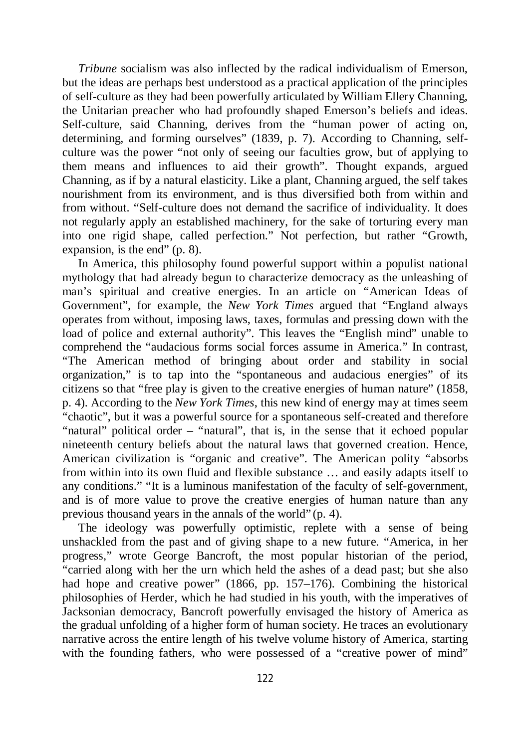*Tribune* socialism was also inflected by the radical individualism of Emerson, but the ideas are perhaps best understood as a practical application of the principles of self-culture as they had been powerfully articulated by William Ellery Channing, the Unitarian preacher who had profoundly shaped Emerson's beliefs and ideas. Self-culture, said Channing, derives from the "human power of acting on, determining, and forming ourselves" (1839, p. 7). According to Channing, self-culture was the power "not only of seeing our faculties grow, but of applying to them means and influences to aid their growth". Thought expands, argued Channing, as if by a natural elasticity. Like a plant, Channing argued, the self takes nourishment from its environment, and is thus diversified both from within and from without. "Self-culture does not demand the sacrifice of individuality. It does not regularly apply an established machinery, for the sake of torturing every man into one rigid shape, called perfection." Not perfection, but rather "Growth, expansion, is the end" (p. 8).

In America, this philosophy found powerful support within a populist national mythology that had already begun to characterize democracy as the unleashing of man's spiritual and creative energies. In an article on "American Ideas of Government", for example, the *New York Times* argued that "England always operates from without, imposing laws, taxes, formulas and pressing down with the load of police and external authority". This leaves the "English mind" unable to comprehend the "audacious forms social forces assume in America." In contrast, "The American method of bringing about order and stability in social organization," is to tap into the "spontaneous and audacious energies" of its citizens so that "free play is given to the creative energies of human nature" (1858, p. 4). According to the *New York Times*, this new kind of energy may at times seem "chaotic", but it was a powerful source for a spontaneous self-created and therefore "natural" political order – "natural", that is, in the sense that it echoed popular nineteenth century beliefs about the natural laws that governed creation. Hence, American civilization is "organic and creative". The American polity "absorbs from within into its own fluid and flexible substance … and easily adapts itself to any conditions." "It is a luminous manifestation of the faculty of self-government, and is of more value to prove the creative energies of human nature than any previous thousand years in the annals of the world" (p. 4).

The ideology was powerfully optimistic, replete with a sense of being unshackled from the past and of giving shape to a new future. "America, in her progress," wrote George Bancroft, the most popular historian of the period, "carried along with her the urn which held the ashes of a dead past; but she also had hope and creative power" (1866, pp. 157–176). Combining the historical philosophies of Herder, which he had studied in his youth, with the imperatives of Jacksonian democracy, Bancroft powerfully envisaged the history of America as the gradual unfolding of a higher form of human society. He traces an evolutionary narrative across the entire length of his twelve volume history of America, starting with the founding fathers, who were possessed of a "creative power of mind"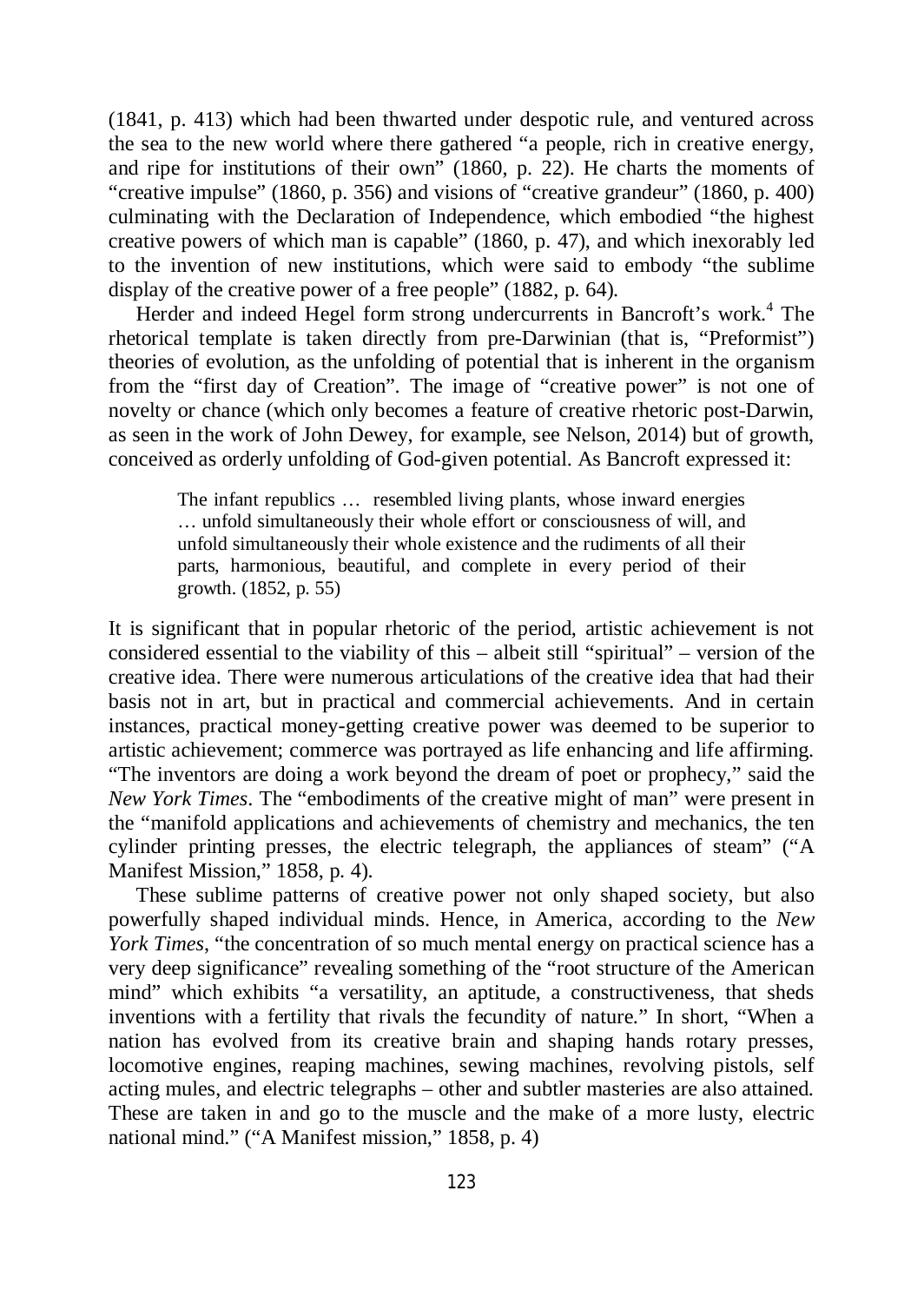(1841, p. 413) which had been thwarted under despotic rule, and ventured across the sea to the new world where there gathered "a people, rich in creative energy, and ripe for institutions of their own" (1860, p. 22). He charts the moments of "creative impulse" (1860, p. 356) and visions of "creative grandeur" (1860, p. 400) culminating with the Declaration of Independence, which embodied "the highest creative powers of which man is capable" (1860, p. 47), and which inexorably led to the invention of new institutions, which were said to embody "the sublime display of the creative power of a free people" (1882, p. 64).

Herder and indeed Hegel form strong undercurrents in Bancroft's work.[4] The rhetorical template is taken directly from pre-Darwinian (that is, "Preformist") theories of evolution, as the unfolding of potential that is inherent in the organism from the "first day of Creation". The image of "creative power" is not one of novelty or chance (which only becomes a feature of creative rhetoric post-Darwin, as seen in the work of John Dewey, for example, see Nelson, 2014) but of growth, conceived as orderly unfolding of God-given potential. As Bancroft expressed it:

> The infant republics … resembled living plants, whose inward energies … unfold simultaneously their whole effort or consciousness of will, and unfold simultaneously their whole existence and the rudiments of all their parts, harmonious, beautiful, and complete in every period of their growth. (1852, p. 55)

It is significant that in popular rhetoric of the period, artistic achievement is not considered essential to the viability of this – albeit still "spiritual" – version of the creative idea. There were numerous articulations of the creative idea that had their basis not in art, but in practical and commercial achievements. And in certain instances, practical money-getting creative power was deemed to be superior to artistic achievement; commerce was portrayed as life enhancing and life affirming. "The inventors are doing a work beyond the dream of poet or prophecy," said the *New York Times*. The "embodiments of the creative might of man" were present in the "manifold applications and achievements of chemistry and mechanics, the ten cylinder printing presses, the electric telegraph, the appliances of steam" ("A Manifest Mission," 1858, p. 4).

These sublime patterns of creative power not only shaped society, but also powerfully shaped individual minds. Hence, in America, according to the *New York Times*, "the concentration of so much mental energy on practical science has a very deep significance" revealing something of the "root structure of the American mind" which exhibits "a versatility, an aptitude, a constructiveness, that sheds inventions with a fertility that rivals the fecundity of nature." In short, "When a nation has evolved from its creative brain and shaping hands rotary presses, locomotive engines, reaping machines, sewing machines, revolving pistols, self acting mules, and electric telegraphs – other and subtler masteries are also attained. These are taken in and go to the muscle and the make of a more lusty, electric national mind." ("A Manifest mission," 1858, p. 4)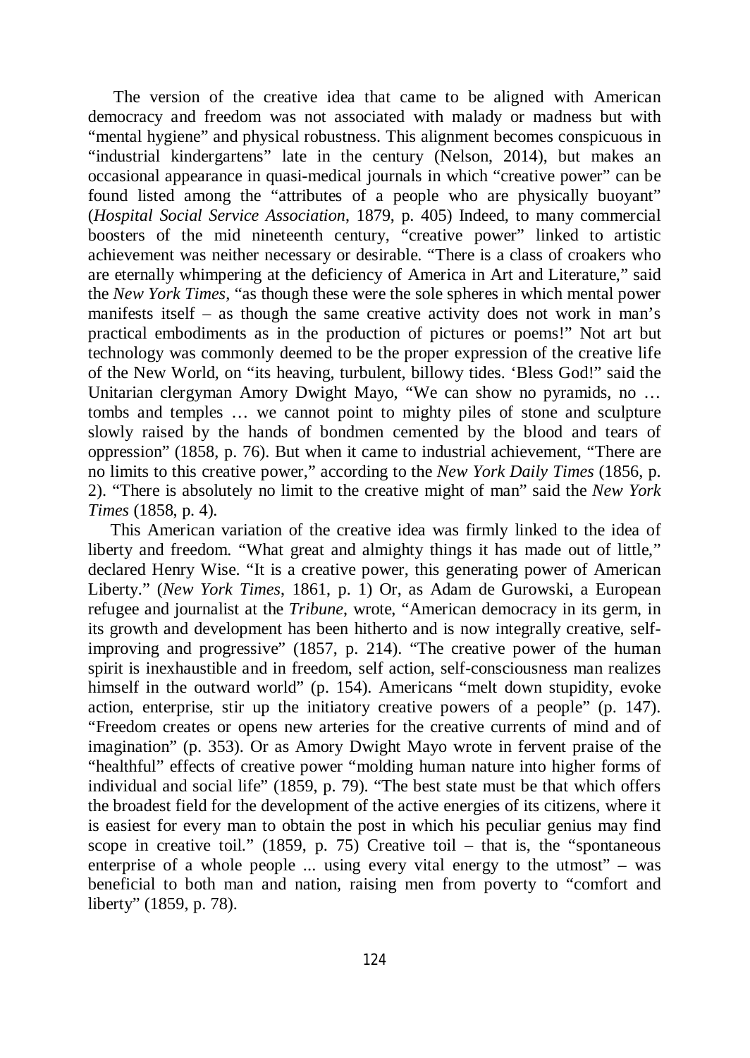The version of the creative idea that came to be aligned with American democracy and freedom was not associated with malady or madness but with "mental hygiene" and physical robustness. This alignment becomes conspicuous in "industrial kindergartens" late in the century (Nelson, 2014), but makes an occasional appearance in quasi-medical journals in which "creative power" can be found listed among the "attributes of a people who are physically buoyant" (*Hospital Social Service Association*, 1879, p. 405) Indeed, to many commercial boosters of the mid nineteenth century, "creative power" linked to artistic achievement was neither necessary or desirable. "There is a class of croakers who are eternally whimpering at the deficiency of America in Art and Literature," said the *New York Times*, "as though these were the sole spheres in which mental power manifests itself – as though the same creative activity does not work in man's practical embodiments as in the production of pictures or poems!" Not art but technology was commonly deemed to be the proper expression of the creative life of the New World, on "its heaving, turbulent, billowy tides. 'Bless God!" said the Unitarian clergyman Amory Dwight Mayo, "We can show no pyramids, no … tombs and temples … we cannot point to mighty piles of stone and sculpture slowly raised by the hands of bondmen cemented by the blood and tears of oppression" (1858, p. 76). But when it came to industrial achievement, "There are no limits to this creative power," according to the *New York Daily Times* (1856, p. 2). "There is absolutely no limit to the creative might of man" said the *New York Times* (1858, p. 4).

This American variation of the creative idea was firmly linked to the idea of liberty and freedom. "What great and almighty things it has made out of little," declared Henry Wise. "It is a creative power, this generating power of American Liberty." (*New York Times*, 1861, p. 1) Or, as Adam de Gurowski, a European refugee and journalist at the *Tribune*, wrote, "American democracy in its germ, in its growth and development has been hitherto and is now integrally creative, self-improving and progressive" (1857, p. 214). "The creative power of the human spirit is inexhaustible and in freedom, self action, self-consciousness man realizes himself in the outward world" (p. 154). Americans "melt down stupidity, evoke action, enterprise, stir up the initiatory creative powers of a people" (p. 147). "Freedom creates or opens new arteries for the creative currents of mind and of imagination" (p. 353). Or as Amory Dwight Mayo wrote in fervent praise of the "healthful" effects of creative power "molding human nature into higher forms of individual and social life" (1859, p. 79). "The best state must be that which offers the broadest field for the development of the active energies of its citizens, where it is easiest for every man to obtain the post in which his peculiar genius may find scope in creative toil." (1859, p. 75) Creative toil – that is, the "spontaneous enterprise of a whole people ... using every vital energy to the utmost" – was beneficial to both man and nation, raising men from poverty to "comfort and liberty" (1859, p. 78).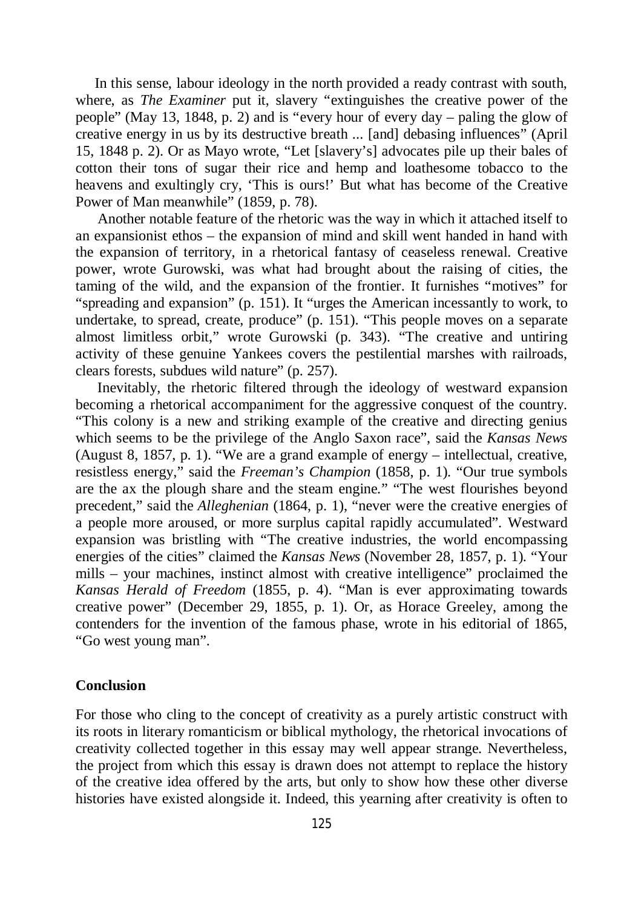In this sense, labour ideology in the north provided a ready contrast with south, where, as *The Examiner* put it, slavery "extinguishes the creative power of the people" (May 13, 1848, p. 2) and is "every hour of every day – paling the glow of creative energy in us by its destructive breath ... [and] debasing influences" (April 15, 1848 p. 2). Or as Mayo wrote, "Let [slavery's] advocates pile up their bales of cotton their tons of sugar their rice and hemp and loathesome tobacco to the heavens and exultingly cry, 'This is ours!' But what has become of the Creative Power of Man meanwhile" (1859, p. 78).

Another notable feature of the rhetoric was the way in which it attached itself to an expansionist ethos – the expansion of mind and skill went handed in hand with the expansion of territory, in a rhetorical fantasy of ceaseless renewal. Creative power, wrote Gurowski, was what had brought about the raising of cities, the taming of the wild, and the expansion of the frontier. It furnishes "motives" for "spreading and expansion" (p. 151). It "urges the American incessantly to work, to undertake, to spread, create, produce" (p. 151). "This people moves on a separate almost limitless orbit," wrote Gurowski (p. 343). "The creative and untiring activity of these genuine Yankees covers the pestilential marshes with railroads, clears forests, subdues wild nature" (p. 257).

Inevitably, the rhetoric filtered through the ideology of westward expansion becoming a rhetorical accompaniment for the aggressive conquest of the country. "This colony is a new and striking example of the creative and directing genius which seems to be the privilege of the Anglo Saxon race", said the *Kansas News* (August 8, 1857, p. 1). "We are a grand example of energy – intellectual, creative, resistless energy," said the *Freeman's Champion* (1858, p. 1). "Our true symbols are the ax the plough share and the steam engine." "The west flourishes beyond precedent," said the *Alleghenian* (1864, p. 1), "never were the creative energies of a people more aroused, or more surplus capital rapidly accumulated". Westward expansion was bristling with "The creative industries, the world encompassing energies of the cities" claimed the *Kansas News* (November 28, 1857, p. 1). "Your mills – your machines, instinct almost with creative intelligence" proclaimed the *Kansas Herald of Freedom* (1855, p. 4). "Man is ever approximating towards creative power" (December 29, 1855, p. 1). Or, as Horace Greeley, among the contenders for the invention of the famous phase, wrote in his editorial of 1865, "Go west young man".

## Conclusion

For those who cling to the concept of creativity as a purely artistic construct with its roots in literary romanticism or biblical mythology, the rhetorical invocations of creativity collected together in this essay may well appear strange. Nevertheless, the project from which this essay is drawn does not attempt to replace the history of the creative idea offered by the arts, but only to show how these other diverse histories have existed alongside it. Indeed, this yearning after creativity is often to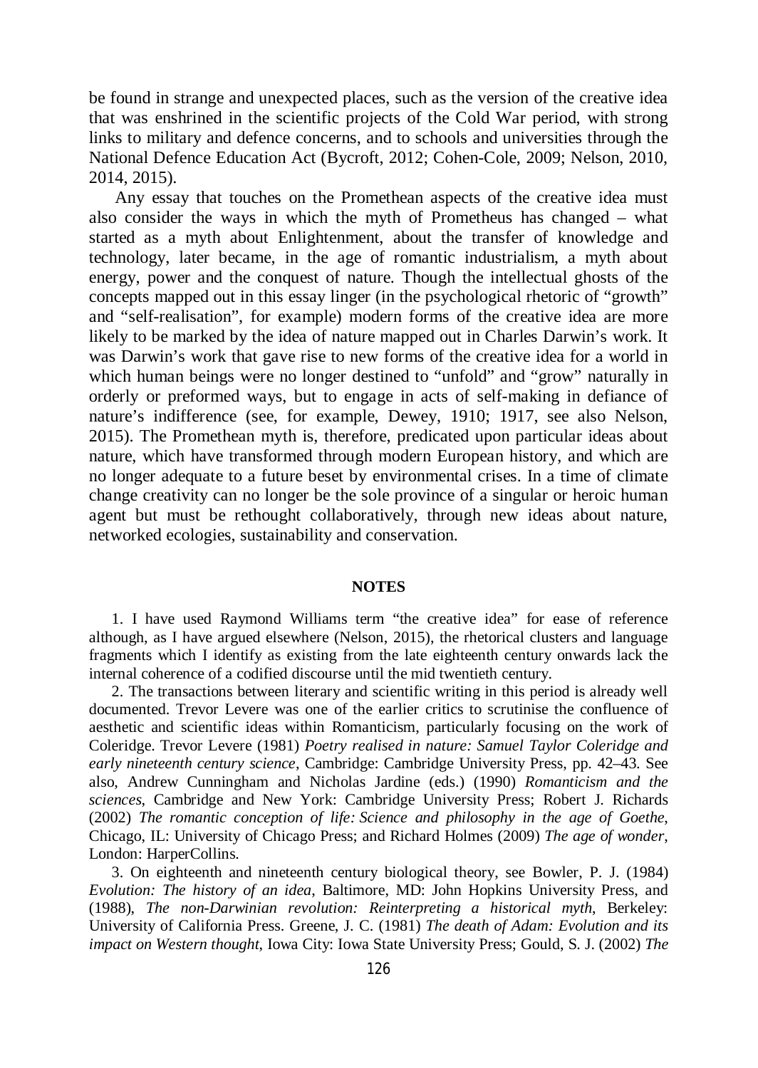be found in strange and unexpected places, such as the version of the creative idea that was enshrined in the scientific projects of the Cold War period, with strong links to military and defence concerns, and to schools and universities through the National Defence Education Act (Bycroft, 2012; Cohen-Cole, 2009; Nelson, 2010, 2014, 2015).

Any essay that touches on the Promethean aspects of the creative idea must also consider the ways in which the myth of Prometheus has changed – what started as a myth about Enlightenment, about the transfer of knowledge and technology, later became, in the age of romantic industrialism, a myth about energy, power and the conquest of nature. Though the intellectual ghosts of the concepts mapped out in this essay linger (in the psychological rhetoric of "growth" and "self-realisation", for example) modern forms of the creative idea are more likely to be marked by the idea of nature mapped out in Charles Darwin's work. It was Darwin's work that gave rise to new forms of the creative idea for a world in which human beings were no longer destined to "unfold" and "grow" naturally in orderly or preformed ways, but to engage in acts of self-making in defiance of nature's indifference (see, for example, Dewey, 1910; 1917, see also Nelson, 2015). The Promethean myth is, therefore, predicated upon particular ideas about nature, which have transformed through modern European history, and which are no longer adequate to a future beset by environmental crises. In a time of climate change creativity can no longer be the sole province of a singular or heroic human agent but must be rethought collaboratively, through new ideas about nature, networked ecologies, sustainability and conservation.

## NOTES

1. I have used Raymond Williams term "the creative idea" for ease of reference although, as I have argued elsewhere (Nelson, 2015), the rhetorical clusters and language fragments which I identify as existing from the late eighteenth century onwards lack the internal coherence of a codified discourse until the mid twentieth century.

2. The transactions between literary and scientific writing in this period is already well documented. Trevor Levere was one of the earlier critics to scrutinise the confluence of aesthetic and scientific ideas within Romanticism, particularly focusing on the work of Coleridge. Trevor Levere (1981) *Poetry realised in nature: Samuel Taylor Coleridge and early nineteenth century science*, Cambridge: Cambridge University Press, pp. 42–43. See also, Andrew Cunningham and Nicholas Jardine (eds.) (1990) *Romanticism and the sciences*, Cambridge and New York: Cambridge University Press; Robert J. Richards (2002) *The romantic conception of life: Science and philosophy in the age of Goethe*, Chicago, IL: University of Chicago Press; and Richard Holmes (2009) *The age of wonder*, London: HarperCollins.

3. On eighteenth and nineteenth century biological theory, see Bowler, P. J. (1984) *Evolution: The history of an idea*, Baltimore, MD: John Hopkins University Press, and (1988), *The non-Darwinian revolution: Reinterpreting a historical myth*, Berkeley: University of California Press. Greene, J. C. (1981) *The death of Adam: Evolution and its impact on Western thought*, Iowa City: Iowa State University Press; Gould, S. J. (2002) *The*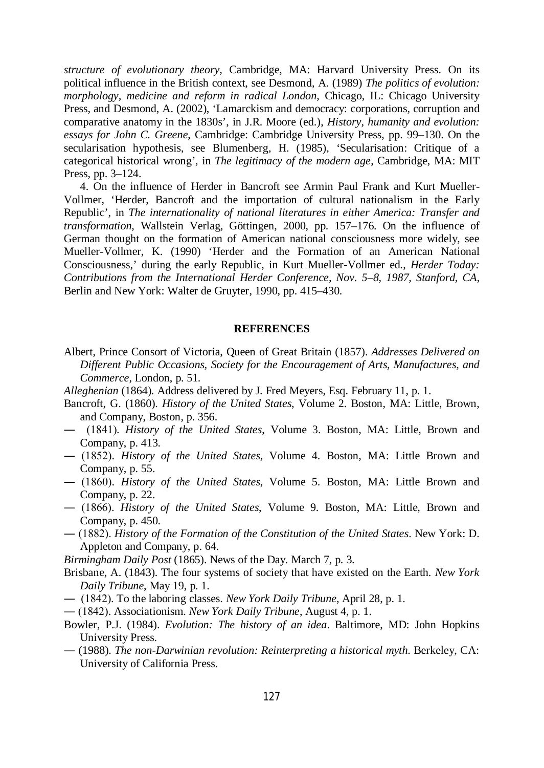*structure of evolutionary theory*, Cambridge, MA: Harvard University Press. On its political influence in the British context, see Desmond, A. (1989) *The politics of evolution: morphology, medicine and reform in radical London*, Chicago, IL: Chicago University Press, and Desmond, A. (2002), 'Lamarckism and democracy: corporations, corruption and comparative anatomy in the 1830s', in J.R. Moore (ed.), *History, humanity and evolution: essays for John C. Greene*, Cambridge: Cambridge University Press, pp. 99–130. On the secularisation hypothesis, see Blumenberg, H. (1985), 'Secularisation: Critique of a categorical historical wrong', in *The legitimacy of the modern age*, Cambridge, MA: MIT Press, pp. 3–124.

4. On the influence of Herder in Bancroft see Armin Paul Frank and Kurt Mueller-Vollmer, 'Herder, Bancroft and the importation of cultural nationalism in the Early Republic', in *The internationality of national literatures in either America: Transfer and transformation*, Wallstein Verlag, Göttingen, 2000, pp. 157–176. On the influence of German thought on the formation of American national consciousness more widely, see Mueller-Vollmer, K. (1990) 'Herder and the Formation of an American National Consciousness,' during the early Republic, in Kurt Mueller-Vollmer ed., *Herder Today: Contributions from the International Herder Conference, Nov. 5–8, 1987, Stanford, CA*, Berlin and New York: Walter de Gruyter, 1990, pp. 415–430.

## REFERENCES

Albert, Prince Consort of Victoria, Queen of Great Britain (1857). *Addresses Delivered on Different Public Occasions, Society for the Encouragement of Arts, Manufactures, and Commerce*, London, p. 51.

*Alleghenian* (1864). Address delivered by J. Fred Meyers, Esq. February 11, p. 1.

Bancroft, G. (1860). *History of the United States*, Volume 2. Boston, MA: Little, Brown, and Company, Boston, p. 356.

— (1841). *History of the United States*, Volume 3. Boston, MA: Little, Brown and Company, p. 413.

— (1852). *History of the United States*, Volume 4. Boston, MA: Little Brown and Company, p. 55.

— (1860). *History of the United States*, Volume 5. Boston, MA: Little Brown and Company, p. 22.

— (1866). *History of the United States*, Volume 9. Boston, MA: Little, Brown and Company, p. 450.

— (1882). *History of the Formation of the Constitution of the United States*. New York: D. Appleton and Company, p. 64.

*Birmingham Daily Post* (1865). News of the Day. March 7, p. 3.

Brisbane, A. (1843). The four systems of society that have existed on the Earth. *New York Daily Tribune*, May 19, p. 1.

— (1842). To the laboring classes. *New York Daily Tribune*, April 28, p. 1.

— (1842). Associationism. *New York Daily Tribune*, August 4, p. 1.

Bowler, P.J. (1984). *Evolution: The history of an idea*. Baltimore, MD: John Hopkins University Press.

— (1988). *The non-Darwinian revolution: Reinterpreting a historical myth*. Berkeley, CA: University of California Press.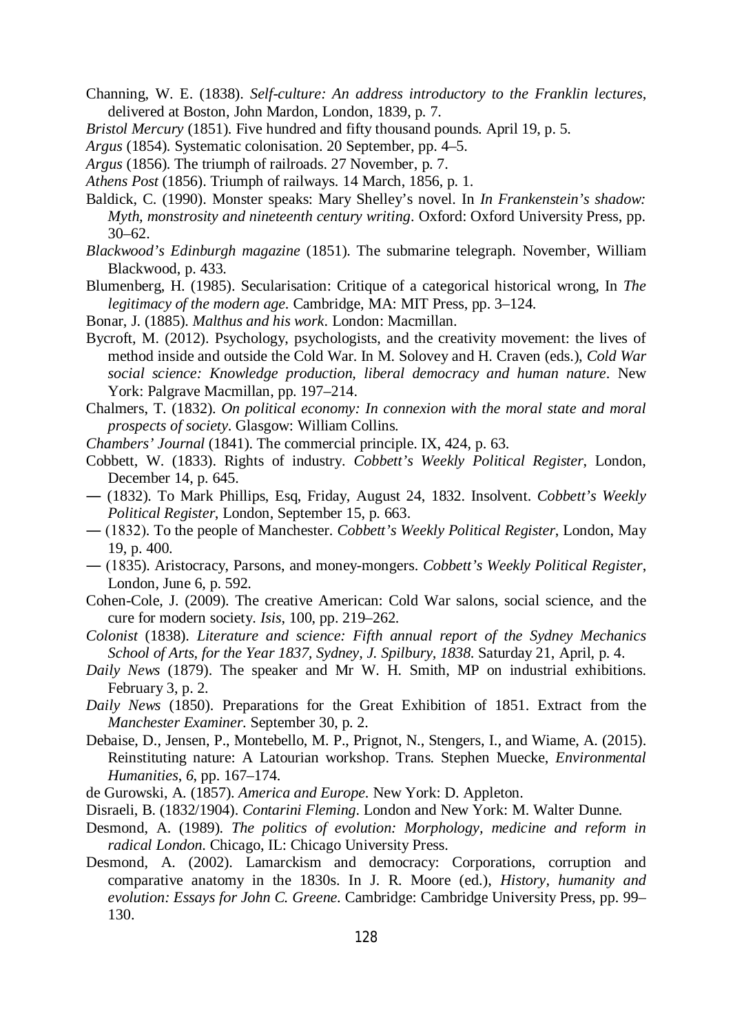Channing, W. E. (1838). *Self-culture: An address introductory to the Franklin lectures*, delivered at Boston, John Mardon, London, 1839, p. 7.

*Bristol Mercury* (1851). Five hundred and fifty thousand pounds. April 19, p. 5.

*Argus* (1854). Systematic colonisation. 20 September, pp. 4–5.

*Argus* (1856). The triumph of railroads. 27 November, p. 7.

*Athens Post* (1856). Triumph of railways. 14 March, 1856, p. 1.

Baldick, C. (1990). Monster speaks: Mary Shelley's novel. In *In Frankenstein's shadow: Myth, monstrosity and nineteenth century writing*. Oxford: Oxford University Press, pp. 30–62.

*Blackwood's Edinburgh magazine* (1851). The submarine telegraph. November, William Blackwood, p. 433.

Blumenberg, H. (1985). Secularisation: Critique of a categorical historical wrong, In *The legitimacy of the modern age*. Cambridge, MA: MIT Press, pp. 3–124.

Bonar, J. (1885). *Malthus and his work*. London: Macmillan.

Bycroft, M. (2012). Psychology, psychologists, and the creativity movement: the lives of method inside and outside the Cold War. In M. Solovey and H. Craven (eds.), *Cold War social science: Knowledge production, liberal democracy and human nature*. New York: Palgrave Macmillan, pp. 197–214.

Chalmers, T. (1832). *On political economy: In connexion with the moral state and moral prospects of society*. Glasgow: William Collins.

*Chambers' Journal* (1841). The commercial principle. IX, 424, p. 63.

Cobbett, W. (1833). Rights of industry. *Cobbett's Weekly Political Register*, London, December 14, p. 645.

— (1832). To Mark Phillips, Esq, Friday, August 24, 1832. Insolvent. *Cobbett's Weekly Political Register*, London, September 15, p. 663.

— (1832). To the people of Manchester. *Cobbett's Weekly Political Register*, London, May 19, p. 400.

— (1835). Aristocracy, Parsons, and money-mongers. *Cobbett's Weekly Political Register*, London, June 6, p. 592.

Cohen-Cole, J. (2009). The creative American: Cold War salons, social science, and the cure for modern society. *Isis*, 100, pp. 219–262.

*Colonist* (1838). *Literature and science: Fifth annual report of the Sydney Mechanics School of Arts, for the Year 1837, Sydney, J. Spilbury, 1838.* Saturday 21, April, p. 4.

*Daily News* (1879). The speaker and Mr W. H. Smith, MP on industrial exhibitions. February 3, p. 2.

*Daily News* (1850). Preparations for the Great Exhibition of 1851. Extract from the *Manchester Examiner*. September 30, p. 2.

Debaise, D., Jensen, P., Montebello, M. P., Prignot, N., Stengers, I., and Wiame, A. (2015). Reinstituting nature: A Latourian workshop. Trans. Stephen Muecke, *Environmental Humanities*, *6*, pp. 167–174.

de Gurowski, A. (1857). *America and Europe.* New York: D. Appleton.

Disraeli, B. (1832/1904). *Contarini Fleming*. London and New York: M. Walter Dunne.

Desmond, A. (1989). *The politics of evolution: Morphology, medicine and reform in radical London.* Chicago, IL: Chicago University Press.

Desmond, A. (2002). Lamarckism and democracy: Corporations, corruption and comparative anatomy in the 1830s. In J. R. Moore (ed.), *History, humanity and evolution: Essays for John C. Greene*. Cambridge: Cambridge University Press, pp. 99–130.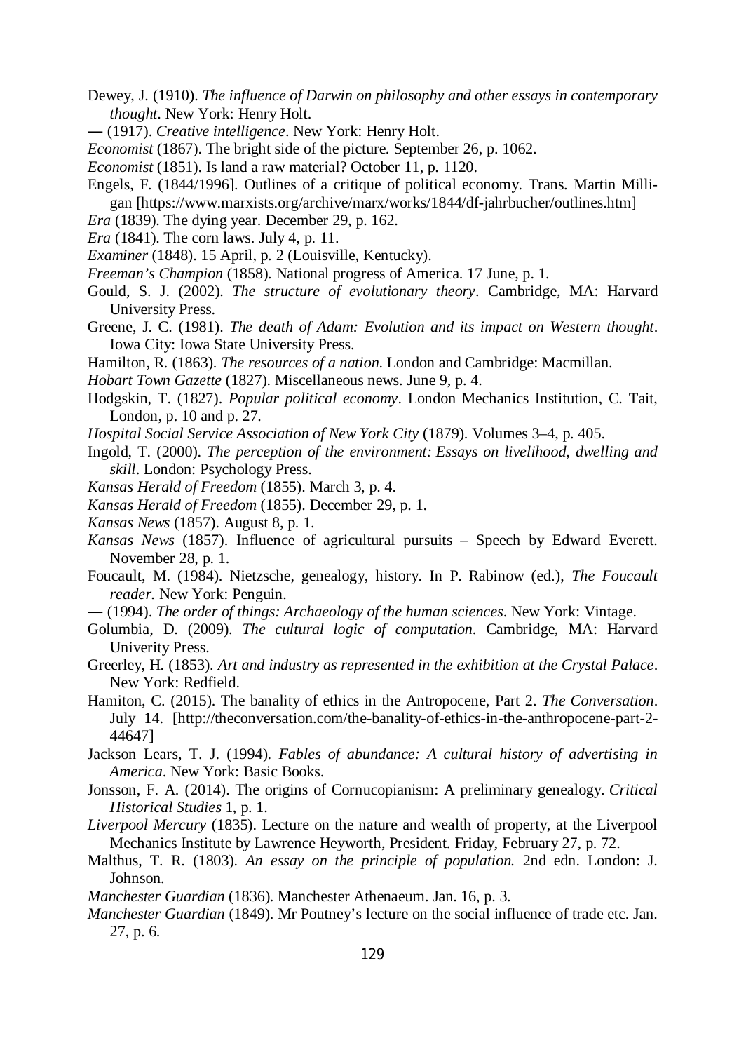Dewey, J. (1910). *The influence of Darwin on philosophy and other essays in contemporary thought*. New York: Henry Holt.

— (1917). *Creative intelligence*. New York: Henry Holt.

*Economist* (1867). The bright side of the picture. September 26, p. 1062.

*Economist* (1851). Is land a raw material? October 11, p. 1120.

Engels, F. (1844/1996]. Outlines of a critique of political economy. Trans. Martin Milligan [https://www.marxists.org/archive/marx/works/1844/df-jahrbucher/outlines.htm]

*Era* (1839). The dying year. December 29, p. 162.

*Era* (1841). The corn laws. July 4, p. 11.

*Examiner* (1848). 15 April, p. 2 (Louisville, Kentucky).

*Freeman's Champion* (1858). National progress of America. 17 June, p. 1.

Gould, S. J. (2002). *The structure of evolutionary theory*. Cambridge, MA: Harvard University Press.

Greene, J. C. (1981). *The death of Adam: Evolution and its impact on Western thought*. Iowa City: Iowa State University Press.

Hamilton, R. (1863). *The resources of a nation*. London and Cambridge: Macmillan.

*Hobart Town Gazette* (1827). Miscellaneous news. June 9, p. 4.

Hodgskin, T. (1827). *Popular political economy*. London Mechanics Institution, C. Tait, London, p. 10 and p. 27.

*Hospital Social Service Association of New York City* (1879). Volumes 3–4, p. 405.

Ingold, T. (2000). *The perception of the environment: Essays on livelihood, dwelling and skill*. London: Psychology Press.

*Kansas Herald of Freedom* (1855). March 3, p. 4.

*Kansas Herald of Freedom* (1855). December 29, p. 1.

*Kansas News* (1857). August 8, p. 1.

*Kansas News* (1857). Influence of agricultural pursuits – Speech by Edward Everett. November 28, p. 1.

Foucault, M. (1984). Nietzsche, genealogy, history. In P. Rabinow (ed.), *The Foucault reader*. New York: Penguin.

— (1994). *The order of things: Archaeology of the human sciences*. New York: Vintage.

Golumbia, D. (2009). *The cultural logic of computation*. Cambridge, MA: Harvard Univerity Press.

Greerley, H. (1853). *Art and industry as represented in the exhibition at the Crystal Palace*. New York: Redfield.

Hamiton, C. (2015). The banality of ethics in the Antropocene, Part 2. *The Conversation*. July 14. [http://theconversation.com/the-banality-of-ethics-in-the-anthropocene-part-2-44647]

Jackson Lears, T. J. (1994). *Fables of abundance: A cultural history of advertising in America*. New York: Basic Books.

Jonsson, F. A. (2014). The origins of Cornucopianism: A preliminary genealogy. *Critical Historical Studies* 1, p. 1.

*Liverpool Mercury* (1835). Lecture on the nature and wealth of property, at the Liverpool Mechanics Institute by Lawrence Heyworth, President. Friday, February 27, p. 72.

Malthus, T. R. (1803). *An essay on the principle of population.* 2nd edn. London: J. Johnson.

*Manchester Guardian* (1836). Manchester Athenaeum. Jan. 16, p. 3.

*Manchester Guardian* (1849). Mr Poutney's lecture on the social influence of trade etc. Jan. 27, p. 6.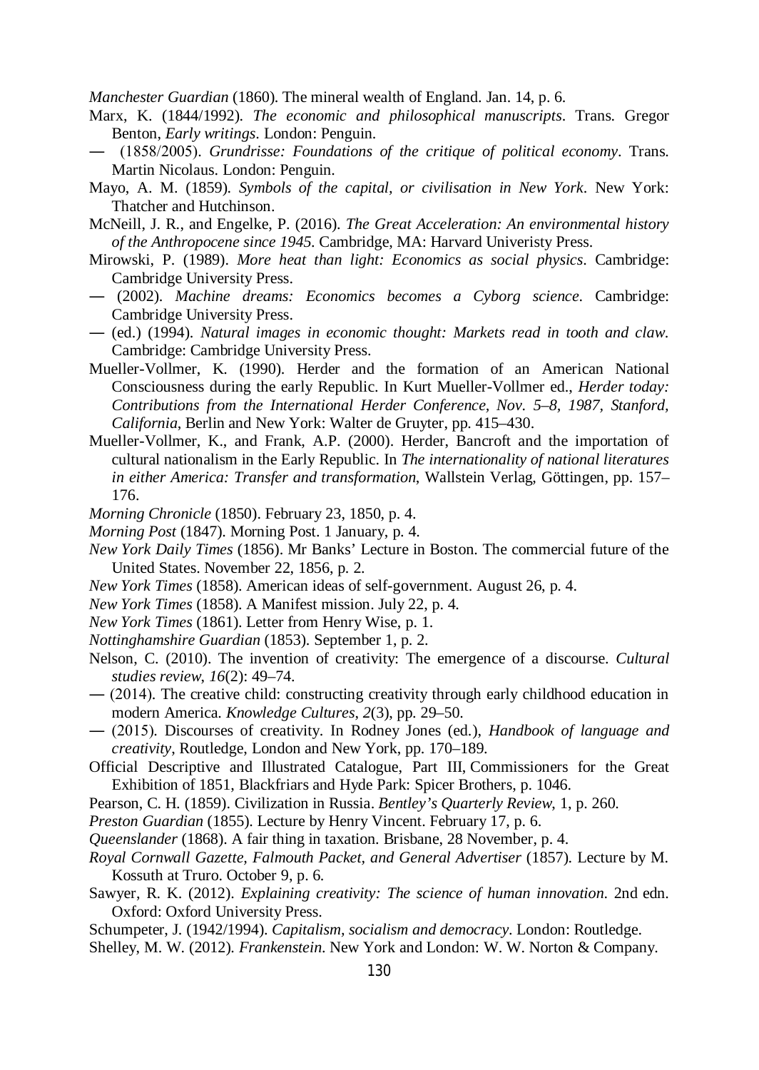*Manchester Guardian* (1860). The mineral wealth of England. Jan. 14, p. 6.

Marx, K. (1844/1992). *The economic and philosophical manuscripts*. Trans. Gregor Benton, *Early writings*. London: Penguin.

— (1858/2005). *Grundrisse: Foundations of the critique of political economy*. Trans. Martin Nicolaus. London: Penguin.

Mayo, A. M. (1859). *Symbols of the capital, or civilisation in New York*. New York: Thatcher and Hutchinson.

McNeill, J. R., and Engelke, P. (2016). *The Great Acceleration: An environmental history of the Anthropocene since 1945*. Cambridge, MA: Harvard Univeristy Press.

Mirowski, P. (1989). *More heat than light: Economics as social physics*. Cambridge: Cambridge University Press.

— (2002). *Machine dreams: Economics becomes a Cyborg science*. Cambridge: Cambridge University Press.

— (ed.) (1994). *Natural images in economic thought: Markets read in tooth and claw*. Cambridge: Cambridge University Press.

Mueller-Vollmer, K. (1990). Herder and the formation of an American National Consciousness during the early Republic. In Kurt Mueller-Vollmer ed., *Herder today: Contributions from the International Herder Conference, Nov. 5–8, 1987, Stanford, California*, Berlin and New York: Walter de Gruyter, pp. 415–430.

Mueller-Vollmer, K., and Frank, A.P. (2000). Herder, Bancroft and the importation of cultural nationalism in the Early Republic. In *The internationality of national literatures in either America: Transfer and transformation*, Wallstein Verlag, Göttingen, pp. 157–176.

*Morning Chronicle* (1850). February 23, 1850, p. 4.

*Morning Post* (1847). Morning Post. 1 January, p. 4.

*New York Daily Times* (1856). Mr Banks' Lecture in Boston. The commercial future of the United States. November 22, 1856, p. 2.

*New York Times* (1858). American ideas of self-government. August 26, p. 4.

*New York Times* (1858). A Manifest mission. July 22, p. 4.

*New York Times* (1861). Letter from Henry Wise, p. 1.

*Nottinghamshire Guardian* (1853). September 1, p. 2.

Nelson, C. (2010). The invention of creativity: The emergence of a discourse. *Cultural studies review*, *16*(2): 49–74.

— (2014). The creative child: constructing creativity through early childhood education in modern America. *Knowledge Cultures*, *2*(3), pp. 29–50.

— (2015). Discourses of creativity. In Rodney Jones (ed.), *Handbook of language and creativity*, Routledge, London and New York, pp. 170–189.

Official Descriptive and Illustrated Catalogue, Part III, Commissioners for the Great Exhibition of 1851, Blackfriars and Hyde Park: Spicer Brothers, p. 1046.

Pearson, C. H. (1859). Civilization in Russia. *Bentley's Quarterly Review*, 1, p. 260.

*Preston Guardian* (1855). Lecture by Henry Vincent. February 17, p. 6.

*Queenslander* (1868). A fair thing in taxation. Brisbane, 28 November, p. 4.

*Royal Cornwall Gazette, Falmouth Packet, and General Advertiser* (1857). Lecture by M. Kossuth at Truro. October 9, p. 6.

Sawyer, R. K. (2012). *Explaining creativity: The science of human innovation*. 2nd edn. Oxford: Oxford University Press.

Schumpeter, J. (1942/1994). *Capitalism, socialism and democracy*. London: Routledge.

Shelley, M. W. (2012). *Frankenstein*. New York and London: W. W. Norton & Company.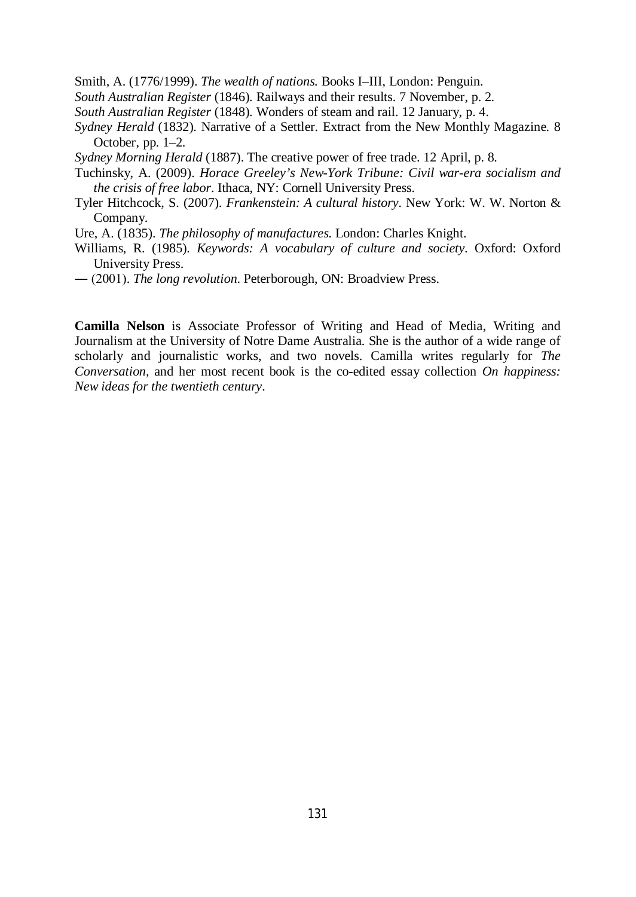Smith, A. (1776/1999). *The wealth of nations.* Books I–III, London: Penguin.

*South Australian Register* (1846). Railways and their results. 7 November, p. 2.

*South Australian Register* (1848). Wonders of steam and rail. 12 January, p. 4.

*Sydney Herald* (1832). Narrative of a Settler. Extract from the New Monthly Magazine. 8 October, pp. 1–2.

*Sydney Morning Herald* (1887). The creative power of free trade. 12 April, p. 8.

Tuchinsky, A. (2009). *Horace Greeley's New-York Tribune: Civil war-era socialism and the crisis of free labor*. Ithaca, NY: Cornell University Press.

Tyler Hitchcock, S. (2007). *Frankenstein: A cultural history*. New York: W. W. Norton & Company.

Ure, A. (1835). *The philosophy of manufactures.* London: Charles Knight.

Williams, R. (1985). *Keywords: A vocabulary of culture and society*. Oxford: Oxford University Press.

— (2001). *The long revolution*. Peterborough, ON: Broadview Press.

**Camilla Nelson** is Associate Professor of Writing and Head of Media, Writing and Journalism at the University of Notre Dame Australia. She is the author of a wide range of scholarly and journalistic works, and two novels. Camilla writes regularly for *The Conversation,* and her most recent book is the co-edited essay collection *On happiness: New ideas for the twentieth century*.